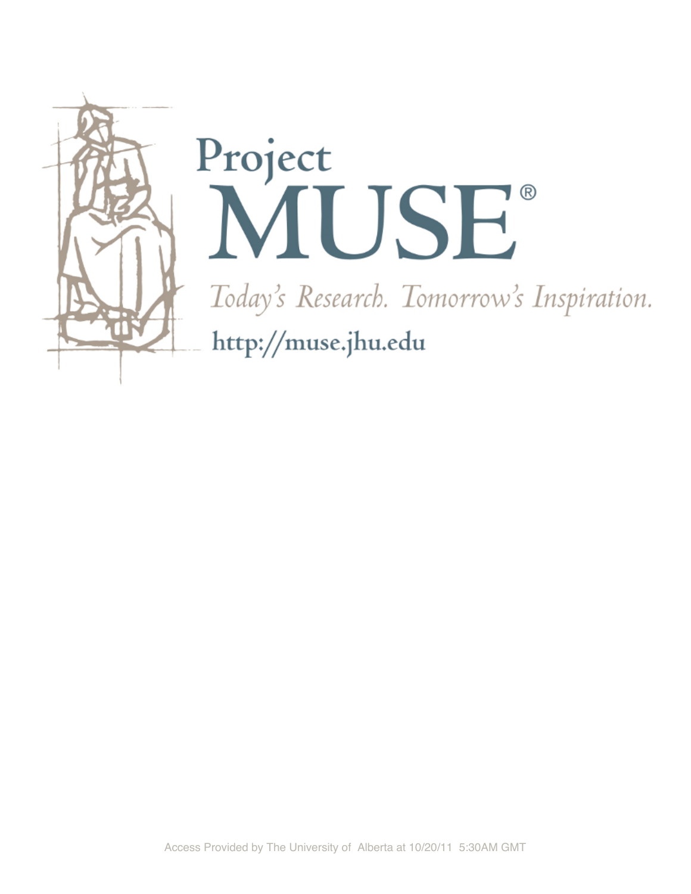Project MUSE®

*Today's Research. Tomorrow's Inspiration.*

http://muse.jhu.edu

Access Provided by The University of Alberta at 10/20/11 5:30AM GMT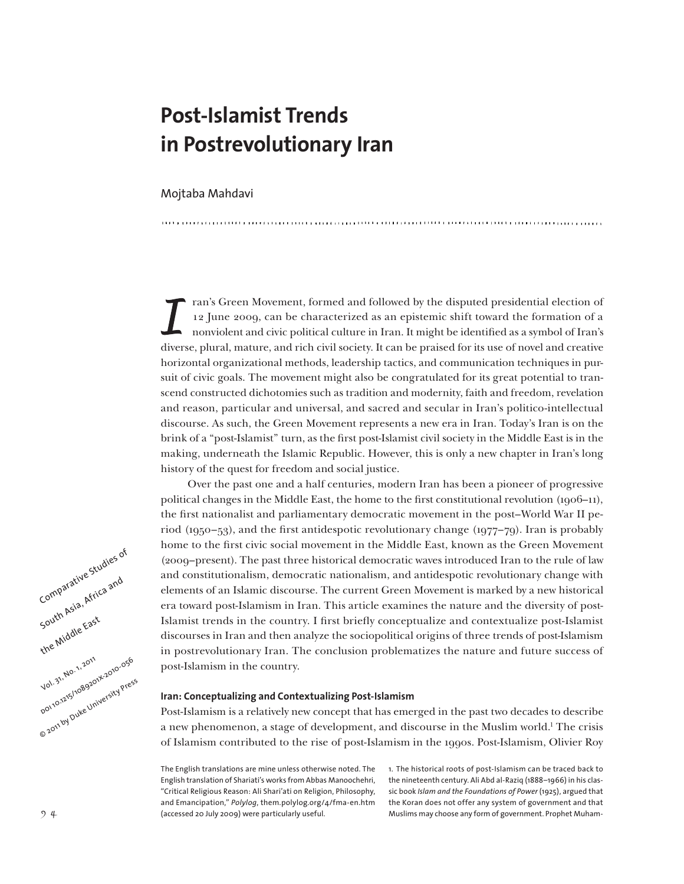# Post-Islamist Trends in Postrevolutionary Iran

Mojtaba Mahdavi

Iran's Green Movement, formed and followed by the disputed presidential election of 12 June 2009, can be characterized as an epistemic shift toward the formation of a nonviolent and civic political culture in Iran. It might be identified as a symbol of Iran's diverse, plural, mature, and rich civil society. It can be praised for its use of novel and creative horizontal organizational methods, leadership tactics, and communication techniques in pursuit of civic goals. The movement might also be congratulated for its great potential to transcend constructed dichotomies such as tradition and modernity, faith and freedom, revelation and reason, particular and universal, and sacred and secular in Iran's politico-intellectual discourse. As such, the Green Movement represents a new era in Iran. Today's Iran is on the brink of a "post-Islamist" turn, as the first post-Islamist civil society in the Middle East is in the making, underneath the Islamic Republic. However, this is only a new chapter in Iran's long history of the quest for freedom and social justice.

Over the past one and a half centuries, modern Iran has been a pioneer of progressive political changes in the Middle East, the home to the first constitutional revolution (1906–11), the first nationalist and parliamentary democratic movement in the post–World War II period (1950–53), and the first antidespotic revolutionary change (1977–79). Iran is probably home to the first civic social movement in the Middle East, known as the Green Movement (2009–present). The past three historical democratic waves introduced Iran to the rule of law and constitutionalism, democratic nationalism, and antidespotic revolutionary change with elements of an Islamic discourse. The current Green Movement is marked by a new historical era toward post-Islamism in Iran. This article examines the nature and the diversity of post-Islamist trends in the country. I first briefly conceptualize and contextualize post-Islamist discourses in Iran and then analyze the sociopolitical origins of three trends of post-Islamism in postrevolutionary Iran. The conclusion problematizes the nature and future success of post-Islamism in the country.

### Iran: Conceptualizing and Contextualizing Post-Islamism

Post-Islamism is a relatively new concept that has emerged in the past two decades to describe a new phenomenon, a stage of development, and discourse in the Muslim world.[1] The crisis of Islamism contributed to the rise of post-Islamism in the 1990s. Post-Islamism, Olivier Roy

The English translations are mine unless otherwise noted. The English translation of Shariati's works from Abbas Manoochehri, "Critical Religious Reason: Ali Shari'ati on Religion, Philosophy, and Emancipation," *Polylog*, them.polylog.org/4/fma-en.htm (accessed 20 July 2009) were particularly useful.

1. The historical roots of post-Islamism can be traced back to the nineteenth century. Ali Abd al-Raziq (1888–1966) in his classic book *Islam and the Foundations of Power* (1925), argued that the Koran does not offer any system of government and that Muslims may choose any form of government. Prophet Muham-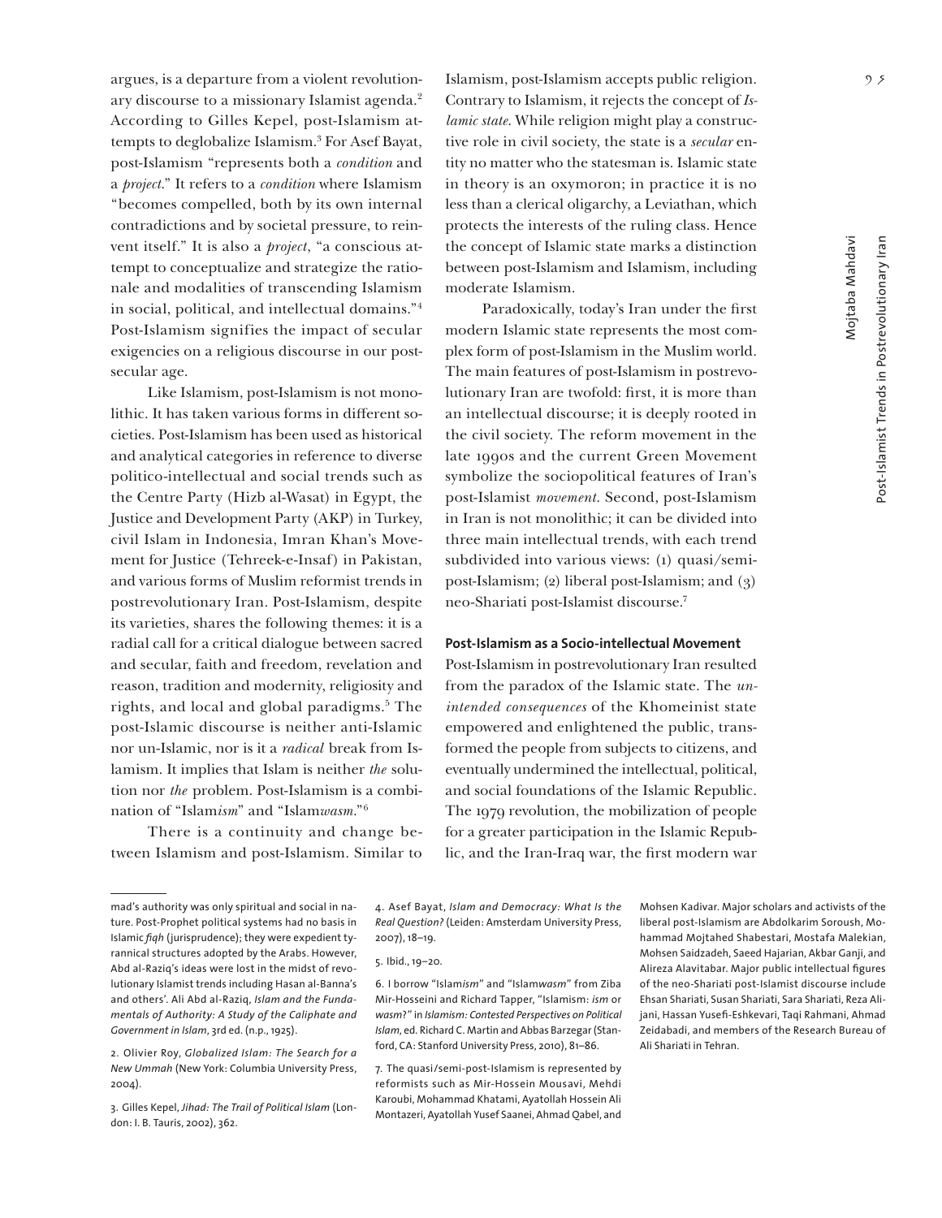argues, is a departure from a violent revolutionary discourse to a missionary Islamist agenda.[2] According to Gilles Kepel, post-Islamism attempts to deglobalize Islamism.[3] For Asef Bayat, post-Islamism "represents both a *condition* and a *project*." It refers to a *condition* where Islamism "becomes compelled, both by its own internal contradictions and by societal pressure, to reinvent itself." It is also a *project*, "a conscious attempt to conceptualize and strategize the rationale and modalities of transcending Islamism in social, political, and intellectual domains."[4] Post-Islamism signifies the impact of secular exigencies on a religious discourse in our post-secular age.

Like Islamism, post-Islamism is not monolithic. It has taken various forms in different societies. Post-Islamism has been used as historical and analytical categories in reference to diverse politico-intellectual and social trends such as the Centre Party (Hizb al-Wasat) in Egypt, the Justice and Development Party (AKP) in Turkey, civil Islam in Indonesia, Imran Khan's Movement for Justice (Tehreek-e-Insaf) in Pakistan, and various forms of Muslim reformist trends in postrevolutionary Iran. Post-Islamism, despite its varieties, shares the following themes: it is a radial call for a critical dialogue between sacred and secular, faith and freedom, revelation and reason, tradition and modernity, religiosity and rights, and local and global paradigms.[5] The post-Islamic discourse is neither anti-Islamic nor un-Islamic, nor is it a *radical* break from Islamism. It implies that Islam is neither *the* solution nor *the* problem. Post-Islamism is a combination of "Islam*ism*" and "Islam*wasm*."[6]

There is a continuity and change between Islamism and post-Islamism. Similar to Islamism, post-Islamism accepts public religion. Contrary to Islamism, it rejects the concept of *Islamic state*. While religion might play a constructive role in civil society, the state is a *secular* entity no matter who the statesman is. Islamic state in theory is an oxymoron; in practice it is no less than a clerical oligarchy, a Leviathan, which protects the interests of the ruling class. Hence the concept of Islamic state marks a distinction between post-Islamism and Islamism, including moderate Islamism.

Paradoxically, today's Iran under the first modern Islamic state represents the most complex form of post-Islamism in the Muslim world. The main features of post-Islamism in postrevolutionary Iran are twofold: first, it is more than an intellectual discourse; it is deeply rooted in the civil society. The reform movement in the late 1990s and the current Green Movement symbolize the sociopolitical features of Iran's post-Islamist *movement*. Second, post-Islamism in Iran is not monolithic; it can be divided into three main intellectual trends, with each trend subdivided into various views: (1) quasi/semi-post-Islamism; (2) liberal post-Islamism; and (3) neo-Shariati post-Islamist discourse.[7]

## Post-Islamism as a Socio-intellectual Movement

Post-Islamism in postrevolutionary Iran resulted from the paradox of the Islamic state. The *unintended consequences* of the Khomeinist state empowered and enlightened the public, transformed the people from subjects to citizens, and eventually undermined the intellectual, political, and social foundations of the Islamic Republic. The 1979 revolution, the mobilization of people for a greater participation in the Islamic Republic, and the Iran-Iraq war, the first modern war

---

mad's authority was only spiritual and social in nature. Post-Prophet political systems had no basis in Islamic *fiqh* (jurisprudence); they were expedient tyrannical structures adopted by the Arabs. However, Abd al-Raziq's ideas were lost in the midst of revolutionary Islamist trends including Hasan al-Banna's and others'. Ali Abd al-Raziq, *Islam and the Fundamentals of Authority: A Study of the Caliphate and Government in Islam*, 3rd ed. (n.p., 1925).

2. Olivier Roy, *Globalized Islam: The Search for a New Ummah* (New York: Columbia University Press, 2004).

3. Gilles Kepel, *Jihad: The Trail of Political Islam* (London: I. B. Tauris, 2002), 362.

4. Asef Bayat, *Islam and Democracy: What Is the Real Question?* (Leiden: Amsterdam University Press, 2007), 18–19.

5. Ibid., 19–20.

6. I borrow "Islam*ism*" and "Islam*wasm*" from Ziba Mir-Hosseini and Richard Tapper, "Islamism: *ism* or *wasm*?" in *Islamism: Contested Perspectives on Political Islam*, ed. Richard C. Martin and Abbas Barzegar (Stanford, CA: Stanford University Press, 2010), 81–86.

7. The quasi/semi-post-Islamism is represented by reformists such as Mir-Hossein Mousavi, Mehdi Karoubi, Mohammad Khatami, Ayatollah Hossein Ali Montazeri, Ayatollah Yusef Saanei, Ahmad Qabel, and Mohsen Kadivar. Major scholars and activists of the liberal post-Islamism are Abdolkarim Soroush, Mohammad Mojtahed Shabestari, Mostafa Malekian, Mohsen Saidzadeh, Saeed Hajarian, Akbar Ganji, and Alireza Alavitabar. Major public intellectual figures of the neo-Shariati post-Islamist discourse include Ehsan Shariati, Susan Shariati, Sara Shariati, Reza Alijani, Hassan Yusefi-Eshkevari, Taqi Rahmani, Ahmad Zeidabadi, and members of the Research Bureau of Ali Shariati in Tehran.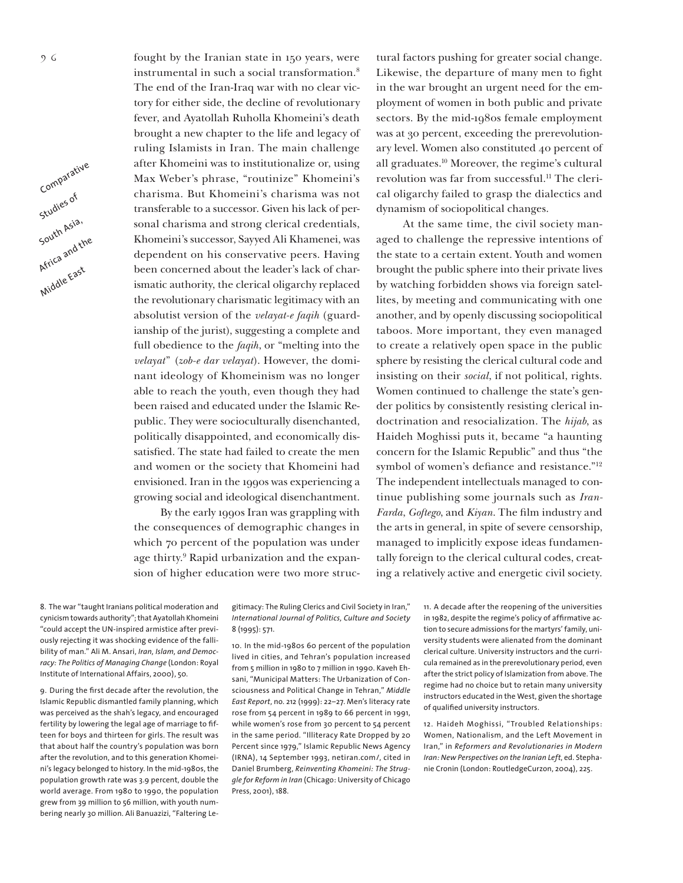fought by the Iranian state in 150 years, were instrumental in such a social transformation.[8] The end of the Iran-Iraq war with no clear victory for either side, the decline of revolutionary fever, and Ayatollah Ruholla Khomeini's death brought a new chapter to the life and legacy of ruling Islamists in Iran. The main challenge after Khomeini was to institutionalize or, using Max Weber's phrase, "routinize" Khomeini's charisma. But Khomeini's charisma was not transferable to a successor. Given his lack of personal charisma and strong clerical credentials, Khomeini's successor, Sayyed Ali Khamenei, was dependent on his conservative peers. Having been concerned about the leader's lack of charismatic authority, the clerical oligarchy replaced the revolutionary charismatic legitimacy with an absolutist version of the *velayat-e faqih* (guardianship of the jurist), suggesting a complete and full obedience to the *faqih*, or "melting into the *velayat*" (*zob-e dar velayat*). However, the dominant ideology of Khomeinism was no longer able to reach the youth, even though they had been raised and educated under the Islamic Republic. They were socioculturally disenchanted, politically disappointed, and economically dissatisfied. The state had failed to create the men and women or the society that Khomeini had envisioned. Iran in the 1990s was experiencing a growing social and ideological disenchantment.

By the early 1990s Iran was grappling with the consequences of demographic changes in which 70 percent of the population was under age thirty.[9] Rapid urbanization and the expansion of higher education were two more structural factors pushing for greater social change. Likewise, the departure of many men to fight in the war brought an urgent need for the employment of women in both public and private sectors. By the mid-1980s female employment was at 30 percent, exceeding the prerevolutionary level. Women also constituted 40 percent of all graduates.[10] Moreover, the regime's cultural revolution was far from successful.[11] The clerical oligarchy failed to grasp the dialectics and dynamism of sociopolitical changes.

At the same time, the civil society managed to challenge the repressive intentions of the state to a certain extent. Youth and women brought the public sphere into their private lives by watching forbidden shows via foreign satellites, by meeting and communicating with one another, and by openly discussing sociopolitical taboos. More important, they even managed to create a relatively open space in the public sphere by resisting the clerical cultural code and insisting on their *social*, if not political, rights. Women continued to challenge the state's gender politics by consistently resisting clerical indoctrination and resocialization. The *hijab*, as Haideh Moghissi puts it, became "a haunting concern for the Islamic Republic" and thus "the symbol of women's defiance and resistance."[12] The independent intellectuals managed to continue publishing some journals such as *Iran-Farda*, *Goftego*, and *Kiyan*. The film industry and the arts in general, in spite of severe censorship, managed to implicitly expose ideas fundamentally foreign to the clerical cultural codes, creating a relatively active and energetic civil society.

8. The war "taught Iranians political moderation and cynicism towards authority"; that Ayatollah Khomeini "could accept the UN-inspired armistice after previously rejecting it was shocking evidence of the fallibility of man." Ali M. Ansari, *Iran, Islam, and Democracy: The Politics of Managing Change* (London: Royal Institute of International Affairs, 2000), 50.

9. During the first decade after the revolution, the Islamic Republic dismantled family planning, which was perceived as the shah's legacy, and encouraged fertility by lowering the legal age of marriage to fifteen for boys and thirteen for girls. The result was that about half the country's population was born after the revolution, and to this generation Khomeini's legacy belonged to history. In the mid-1980s, the population growth rate was 3.9 percent, double the world average. From 1980 to 1990, the population grew from 39 million to 56 million, with youth numbering nearly 30 million. Ali Banuazizi, "Faltering Legitimacy: The Ruling Clerics and Civil Society in Iran," *International Journal of Politics, Culture and Society* 8 (1995): 571.

10. In the mid-1980s 60 percent of the population lived in cities, and Tehran's population increased from 5 million in 1980 to 7 million in 1990. Kaveh Ehsani, "Municipal Matters: The Urbanization of Consciousness and Political Change in Tehran," *Middle East Report*, no. 212 (1999): 22–27. Men's literacy rate rose from 54 percent in 1989 to 66 percent in 1991, while women's rose from 30 percent to 54 percent in the same period. "Illiteracy Rate Dropped by 20 Percent since 1979," Islamic Republic News Agency (IRNA), 14 September 1993, netiran.com/, cited in Daniel Brumberg, *Reinventing Khomeini: The Struggle for Reform in Iran* (Chicago: University of Chicago Press, 2001), 188.

11. A decade after the reopening of the universities in 1982, despite the regime's policy of affirmative action to secure admissions for the martyrs' family, university students were alienated from the dominant clerical culture. University instructors and the curricula remained as in the prerevolutionary period, even after the strict policy of Islamization from above. The regime had no choice but to retain many university instructors educated in the West, given the shortage of qualified university instructors.

12. Haideh Moghissi, "Troubled Relationships: Women, Nationalism, and the Left Movement in Iran," in *Reformers and Revolutionaries in Modern Iran: New Perspectives on the Iranian Left*, ed. Stephanie Cronin (London: RoutledgeCurzon, 2004), 225.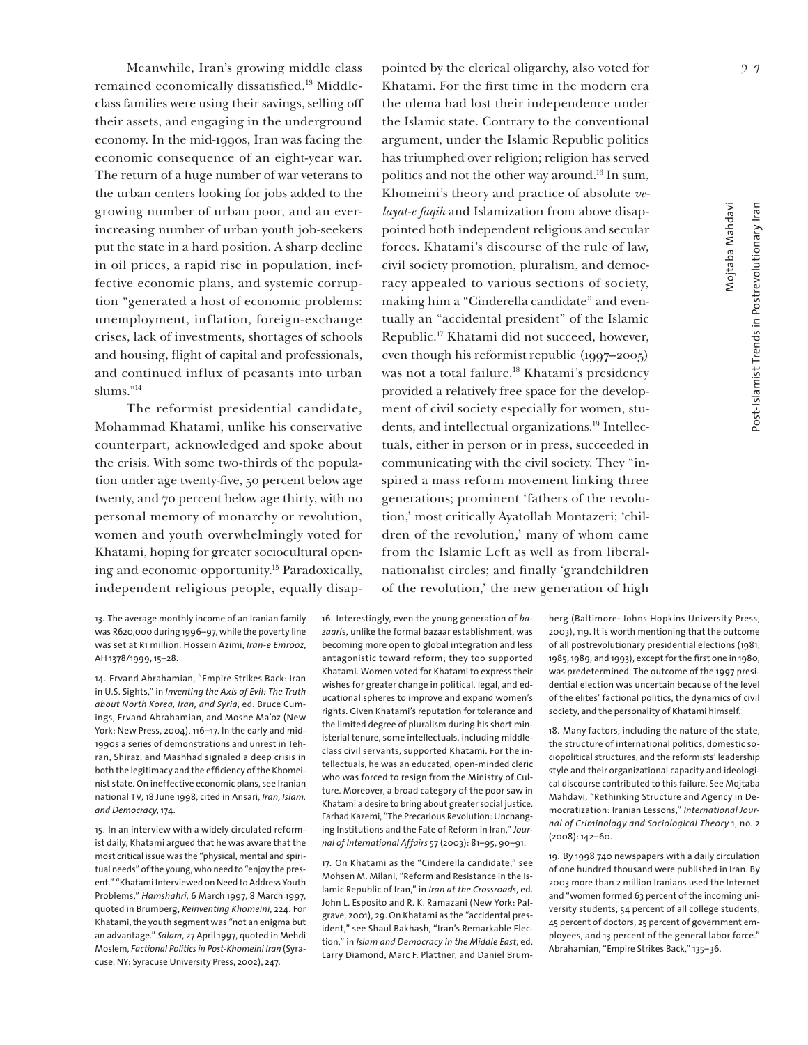Meanwhile, Iran's growing middle class remained economically dissatisfied.[13] Middle-class families were using their savings, selling off their assets, and engaging in the underground economy. In the mid-1990s, Iran was facing the economic consequence of an eight-year war. The return of a huge number of war veterans to the urban centers looking for jobs added to the growing number of urban poor, and an ever-increasing number of urban youth job-seekers put the state in a hard position. A sharp decline in oil prices, a rapid rise in population, ineffective economic plans, and systemic corruption "generated a host of economic problems: unemployment, inflation, foreign-exchange crises, lack of investments, shortages of schools and housing, flight of capital and professionals, and continued influx of peasants into urban slums."[14]

The reformist presidential candidate, Mohammad Khatami, unlike his conservative counterpart, acknowledged and spoke about the crisis. With some two-thirds of the population under age twenty-five, 50 percent below age twenty, and 70 percent below age thirty, with no personal memory of monarchy or revolution, women and youth overwhelmingly voted for Khatami, hoping for greater sociocultural opening and economic opportunity.[15] Paradoxically, independent religious people, equally disappointed by the clerical oligarchy, also voted for Khatami. For the first time in the modern era the ulema had lost their independence under the Islamic state. Contrary to the conventional argument, under the Islamic Republic politics has triumphed over religion; religion has served politics and not the other way around.[16] In sum, Khomeini's theory and practice of absolute *velayat-e faqih* and Islamization from above disappointed both independent religious and secular forces. Khatami's discourse of the rule of law, civil society promotion, pluralism, and democracy appealed to various sections of society, making him a "Cinderella candidate" and eventually an "accidental president" of the Islamic Republic.[17] Khatami did not succeed, however, even though his reformist republic (1997–2005) was not a total failure.[18] Khatami's presidency provided a relatively free space for the development of civil society especially for women, students, and intellectual organizations.[19] Intellectuals, either in person or in press, succeeded in communicating with the civil society. They "inspired a mass reform movement linking three generations; prominent 'fathers of the revolution,' most critically Ayatollah Montazeri; 'children of the revolution,' many of whom came from the Islamic Left as well as from liberal-nationalist circles; and finally 'grandchildren of the revolution,' the new generation of high

13. The average monthly income of an Iranian family was R620,000 during 1996–97, while the poverty line was set at R1 million. Hossein Azimi, *Iran-e Emrooz*, AH 1378/1999, 15–28.

14. Ervand Abrahamian, "Empire Strikes Back: Iran in U.S. Sights," in *Inventing the Axis of Evil: The Truth about North Korea, Iran, and Syria*, ed. Bruce Cumings, Ervand Abrahamian, and Moshe Ma'oz (New York: New Press, 2004), 116–17. In the early and mid-1990s a series of demonstrations and unrest in Tehran, Shiraz, and Mashhad signaled a deep crisis in both the legitimacy and the efficiency of the Khomeinist state. On ineffective economic plans, see Iranian national TV, 18 June 1998, cited in Ansari, *Iran, Islam, and Democracy*, 174.

15. In an interview with a widely circulated reformist daily, Khatami argued that he was aware that the most critical issue was the "physical, mental and spiritual needs" of the young, who need to "enjoy the present." "Khatami Interviewed on Need to Address Youth Problems," *Hamshahri*, 6 March 1997, 8 March 1997, quoted in Brumberg, *Reinventing Khomeini*, 224. For Khatami, the youth segment was "not an enigma but an advantage." *Salam*, 27 April 1997, quoted in Mehdi Moslem, *Factional Politics in Post-Khomeini Iran* (Syracuse, NY: Syracuse University Press, 2002), 247.

16. Interestingly, even the young generation of *bazaari*s, unlike the formal bazaar establishment, was becoming more open to global integration and less antagonistic toward reform; they too supported Khatami. Women voted for Khatami to express their wishes for greater change in political, legal, and educational spheres to improve and expand women's rights. Given Khatami's reputation for tolerance and the limited degree of pluralism during his short ministerial tenure, some intellectuals, including middle-class civil servants, supported Khatami. For the intellectuals, he was an educated, open-minded cleric who was forced to resign from the Ministry of Culture. Moreover, a broad category of the poor saw in Khatami a desire to bring about greater social justice. Farhad Kazemi, "The Precarious Revolution: Unchanging Institutions and the Fate of Reform in Iran," *Journal of International Affairs* 57 (2003): 81–95, 90–91.

17. On Khatami as the "Cinderella candidate," see Mohsen M. Milani, "Reform and Resistance in the Islamic Republic of Iran," in *Iran at the Crossroads*, ed. John L. Esposito and R. K. Ramazani (New York: Palgrave, 2001), 29. On Khatami as the "accidental president," see Shaul Bakhash, "Iran's Remarkable Election," in *Islam and Democracy in the Middle East*, ed. Larry Diamond, Marc F. Plattner, and Daniel Brumberg (Baltimore: Johns Hopkins University Press, 2003), 119. It is worth mentioning that the outcome of all postrevolutionary presidential elections (1981, 1985, 1989, and 1993), except for the first one in 1980, was predetermined. The outcome of the 1997 presidential election was uncertain because of the level of the elites' factional politics, the dynamics of civil society, and the personality of Khatami himself.

18. Many factors, including the nature of the state, the structure of international politics, domestic sociopolitical structures, and the reformists' leadership style and their organizational capacity and ideological discourse contributed to this failure. See Mojtaba Mahdavi, "Rethinking Structure and Agency in Democratization: Iranian Lessons," *International Journal of Criminology and Sociological Theory* 1, no. 2 (2008): 142–60.

19. By 1998 740 newspapers with a daily circulation of one hundred thousand were published in Iran. By 2003 more than 2 million Iranians used the Internet and "women formed 63 percent of the incoming university students, 54 percent of all college students, 45 percent of doctors, 25 percent of government employees, and 13 percent of the general labor force." Abrahamian, "Empire Strikes Back," 135–36.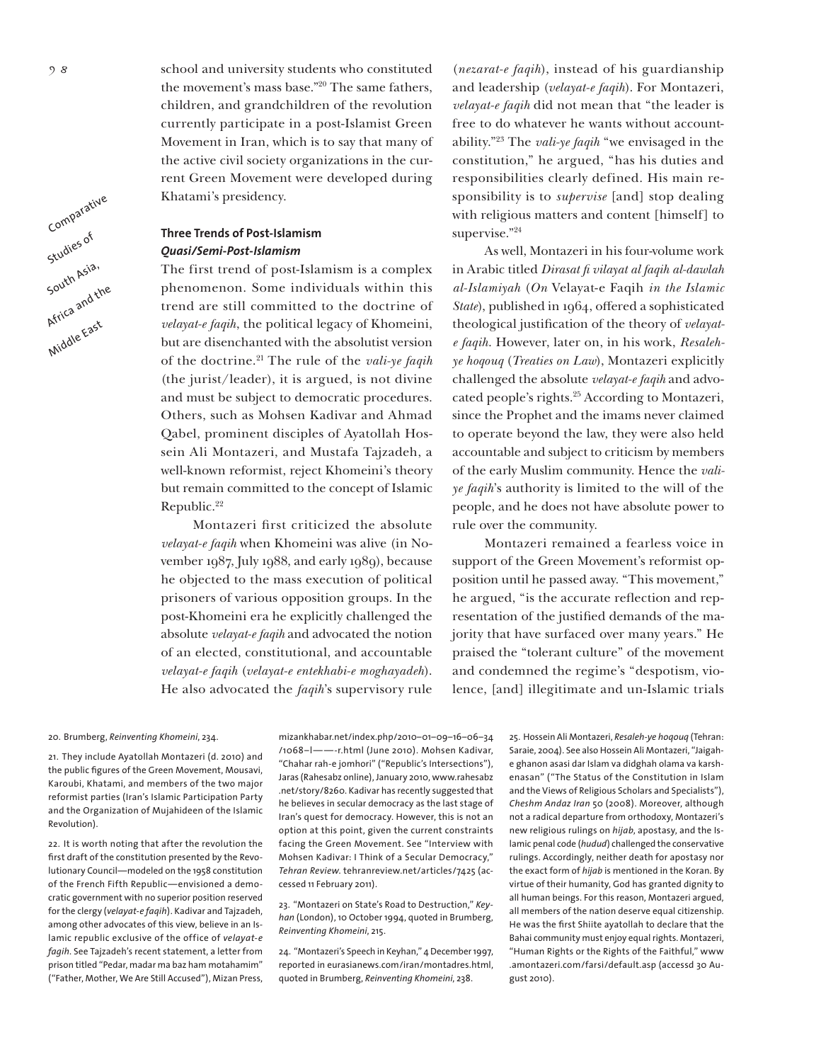school and university students who constituted the movement's mass base."[20] The same fathers, children, and grandchildren of the revolution currently participate in a post-Islamist Green Movement in Iran, which is to say that many of the active civil society organizations in the current Green Movement were developed during Khatami's presidency.

## Three Trends of Post-Islamism

### *Quasi/Semi-Post-Islamism*

The first trend of post-Islamism is a complex phenomenon. Some individuals within this trend are still committed to the doctrine of *velayat-e faqih*, the political legacy of Khomeini, but are disenchanted with the absolutist version of the doctrine.[21] The rule of the *vali-ye faqih* (the jurist/leader), it is argued, is not divine and must be subject to democratic procedures. Others, such as Mohsen Kadivar and Ahmad Qabel, prominent disciples of Ayatollah Hossein Ali Montazeri, and Mustafa Tajzadeh, a well-known reformist, reject Khomeini's theory but remain committed to the concept of Islamic Republic.[22]

Montazeri first criticized the absolute *velayat-e faqih* when Khomeini was alive (in November 1987, July 1988, and early 1989), because he objected to the mass execution of political prisoners of various opposition groups. In the post-Khomeini era he explicitly challenged the absolute *velayat-e faqih* and advocated the notion of an elected, constitutional, and accountable *velayat-e faqih* (*velayat-e entekhabi-e moghayadeh*). He also advocated the *faqih*'s supervisory rule (*nezarat-e faqih*), instead of his guardianship and leadership (*velayat-e faqih*). For Montazeri, *velayat-e faqih* did not mean that "the leader is free to do whatever he wants without accountability."[23] The *vali-ye faqih* "we envisaged in the constitution," he argued, "has his duties and responsibilities clearly defined. His main responsibility is to *supervise* [and] stop dealing with religious matters and content [himself] to supervise."[24]

As well, Montazeri in his four-volume work in Arabic titled *Dirasat fi vilayat al faqih al-dawlah al-Islamiyah* (*On* Velayat-e Faqih *in the Islamic State*), published in 1964, offered a sophisticated theological justification of the theory of *velayat-e faqih*. However, later on, in his work, *Resaleh-ye hoqouq* (*Treaties on Law*), Montazeri explicitly challenged the absolute *velayat-e faqih* and advocated people's rights.[25] According to Montazeri, since the Prophet and the imams never claimed to operate beyond the law, they were also held accountable and subject to criticism by members of the early Muslim community. Hence the *vali-ye faqih*'s authority is limited to the will of the people, and he does not have absolute power to rule over the community.

Montazeri remained a fearless voice in support of the Green Movement's reformist opposition until he passed away. "This movement," he argued, "is the accurate reflection and representation of the justified demands of the majority that have surfaced over many years." He praised the "tolerant culture" of the movement and condemned the regime's "despotism, violence, [and] illegitimate and un-Islamic trials

---

20. Brumberg, *Reinventing Khomeini*, 234.

21. They include Ayatollah Montazeri (d. 2010) and the public figures of the Green Movement, Mousavi, Karoubi, Khatami, and members of the two major reformist parties (Iran's Islamic Participation Party and the Organization of Mujahideen of the Islamic Revolution).

22. It is worth noting that after the revolution the first draft of the constitution presented by the Revolutionary Council—modeled on the 1958 constitution of the French Fifth Republic—envisioned a democratic government with no superior position reserved for the clergy (*velayat-e faqih*). Kadivar and Tajzadeh, among other advocates of this view, believe in an Islamic republic exclusive of the office of *velayat-e fagih*. See Tajzadeh's recent statement, a letter from prison titled "Pedar, madar ma baz ham motahamim" ("Father, Mother, We Are Still Accused"), Mizan Press, mizankhabar.net/index.php/2010–01–09–16–06–34/1068–l———-r.html (June 2010). Mohsen Kadivar, "Chahar rah-e jomhori" ("Republic's Intersections"), Jaras (Rahesabz online), January 2010, www.rahesabz.net/story/8260. Kadivar has recently suggested that he believes in secular democracy as the last stage of Iran's quest for democracy. However, this is not an option at this point, given the current constraints facing the Green Movement. See "Interview with Mohsen Kadivar: I Think of a Secular Democracy," *Tehran Review*. tehranreview.net/articles/7425 (accessed 11 February 2011).

23. "Montazeri on State's Road to Destruction," *Keyhan* (London), 10 October 1994, quoted in Brumberg, *Reinventing Khomeini*, 215.

24. "Montazeri's Speech in Keyhan," 4 December 1997, reported in eurasianews.com/iran/montadres.html, quoted in Brumberg, *Reinventing Khomeini*, 238.

25. Hossein Ali Montazeri, *Resaleh-ye hoqouq* (Tehran: Saraie, 2004). See also Hossein Ali Montazeri, "Jaigah-e ghanon asasi dar Islam va didghah olama va karshenasan" ("The Status of the Constitution in Islam and the Views of Religious Scholars and Specialists"), *Cheshm Andaz Iran* 50 (2008). Moreover, although not a radical departure from orthodoxy, Montazeri's new religious rulings on *hijab*, apostasy, and the Islamic penal code (*hudud*) challenged the conservative rulings. Accordingly, neither death for apostasy nor the exact form of *hijab* is mentioned in the Koran. By virtue of their humanity, God has granted dignity to all human beings. For this reason, Montazeri argued, all members of the nation deserve equal citizenship. He was the first Shiite ayatollah to declare that the Bahai community must enjoy equal rights. Montazeri, "Human Rights or the Rights of the Faithful," www.amontazeri.com/farsi/default.asp (accessd 30 August 2010).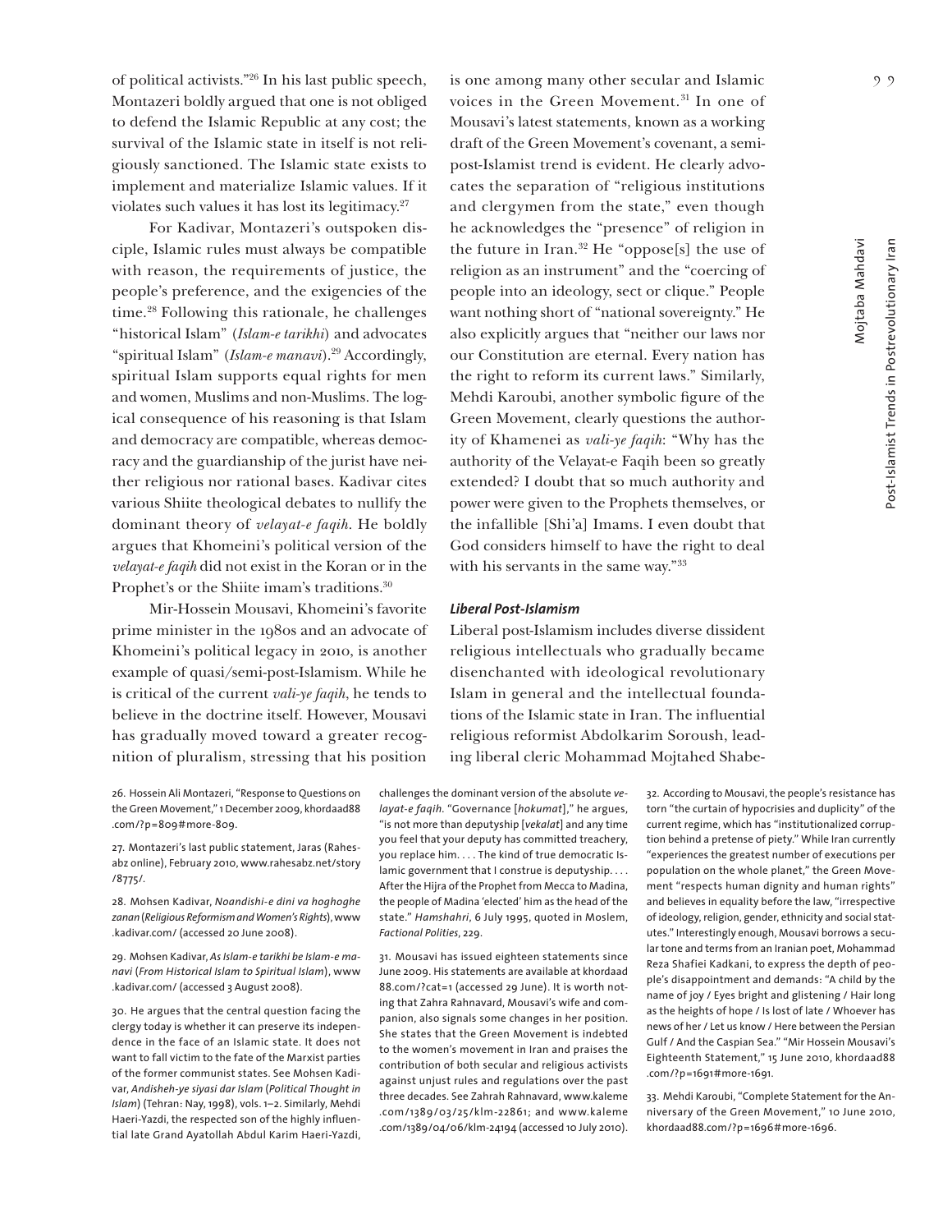of political activists."[26] In his last public speech, Montazeri boldly argued that one is not obliged to defend the Islamic Republic at any cost; the survival of the Islamic state in itself is not religiously sanctioned. The Islamic state exists to implement and materialize Islamic values. If it violates such values it has lost its legitimacy.[27]

For Kadivar, Montazeri's outspoken disciple, Islamic rules must always be compatible with reason, the requirements of justice, the people's preference, and the exigencies of the time.[28] Following this rationale, he challenges "historical Islam" (*Islam-e tarikhi*) and advocates "spiritual Islam" (*Islam-e manavi*).[29] Accordingly, spiritual Islam supports equal rights for men and women, Muslims and non-Muslims. The logical consequence of his reasoning is that Islam and democracy are compatible, whereas democracy and the guardianship of the jurist have neither religious nor rational bases. Kadivar cites various Shiite theological debates to nullify the dominant theory of *velayat-e faqih*. He boldly argues that Khomeini's political version of the *velayat-e faqih* did not exist in the Koran or in the Prophet's or the Shiite imam's traditions.[30]

Mir-Hossein Mousavi, Khomeini's favorite prime minister in the 1980s and an advocate of Khomeini's political legacy in 2010, is another example of quasi/semi-post-Islamism. While he is critical of the current *vali-ye faqih*, he tends to believe in the doctrine itself. However, Mousavi has gradually moved toward a greater recognition of pluralism, stressing that his position is one among many other secular and Islamic voices in the Green Movement.[31] In one of Mousavi's latest statements, known as a working draft of the Green Movement's covenant, a semi-post-Islamist trend is evident. He clearly advocates the separation of "religious institutions and clergymen from the state," even though he acknowledges the "presence" of religion in the future in Iran.[32] He "oppose[s] the use of religion as an instrument" and the "coercing of people into an ideology, sect or clique." People want nothing short of "national sovereignty." He also explicitly argues that "neither our laws nor our Constitution are eternal. Every nation has the right to reform its current laws." Similarly, Mehdi Karoubi, another symbolic figure of the Green Movement, clearly questions the authority of Khamenei as *vali-ye faqih*: "Why has the authority of the Velayat-e Faqih been so greatly extended? I doubt that so much authority and power were given to the Prophets themselves, or the infallible [Shi'a] Imams. I even doubt that God considers himself to have the right to deal with his servants in the same way."[33]

### *Liberal Post-Islamism*

Liberal post-Islamism includes diverse dissident religious intellectuals who gradually became disenchanted with ideological revolutionary Islam in general and the intellectual foundations of the Islamic state in Iran. The influential religious reformist Abdolkarim Soroush, leading liberal cleric Mohammad Mojtahed Shabe-

---

26. Hossein Ali Montazeri, "Response to Questions on the Green Movement," 1 December 2009, khordaad88.com/?p=809#more-809.

27. Montazeri's last public statement, Jaras (Rahesabz online), February 2010, www.rahesabz.net/story/8775/.

28. Mohsen Kadivar, *Noandishi-e dini va hoghoghe zanan* (*Religious Reformism and Women's Rights*), www.kadivar.com/ (accessed 20 June 2008).

29. Mohsen Kadivar, *As Islam-e tarikhi be Islam-e manavi* (*From Historical Islam to Spiritual Islam*), www.kadivar.com/ (accessed 3 August 2008).

30. He argues that the central question facing the clergy today is whether it can preserve its independence in the face of an Islamic state. It does not want to fall victim to the fate of the Marxist parties of the former communist states. See Mohsen Kadivar, *Andisheh-ye siyasi dar Islam* (*Political Thought in Islam*) (Tehran: Nay, 1998), vols. 1–2. Similarly, Mehdi Haeri-Yazdi, the respected son of the highly influential late Grand Ayatollah Abdul Karim Haeri-Yazdi, challenges the dominant version of the absolute *velayat-e faqih*. "Governance [*hokumat*]," he argues, "is not more than deputyship [*vekalat*] and any time you feel that your deputy has committed treachery, you replace him. . . . The kind of true democratic Islamic government that I construe is deputyship. . . . After the Hijra of the Prophet from Mecca to Madina, the people of Madina 'elected' him as the head of the state." *Hamshahri*, 6 July 1995, quoted in Moslem, *Factional Polities*, 229.

31. Mousavi has issued eighteen statements since June 2009. His statements are available at khordaad88.com/?cat=1 (accessed 29 June). It is worth noting that Zahra Rahnavard, Mousavi's wife and companion, also signals some changes in her position. She states that the Green Movement is indebted to the women's movement in Iran and praises the contribution of both secular and religious activists against unjust rules and regulations over the past three decades. See Zahrah Rahnavard, www.kaleme.com/1389/03/25/klm-22861; and www.kaleme.com/1389/04/06/klm-24194 (accessed 10 July 2010).

32. According to Mousavi, the people's resistance has torn "the curtain of hypocrisies and duplicity" of the current regime, which has "institutionalized corruption behind a pretense of piety." While Iran currently "experiences the greatest number of executions per population on the whole planet," the Green Movement "respects human dignity and human rights" and believes in equality before the law, "irrespective of ideology, religion, gender, ethnicity and social statutes." Interestingly enough, Mousavi borrows a secular tone and terms from an Iranian poet, Mohammad Reza Shafiei Kadkani, to express the depth of people's disappointment and demands: "A child by the name of joy / Eyes bright and glistening / Hair long as the heights of hope / Is lost of late / Whoever has news of her / Let us know / Here between the Persian Gulf / And the Caspian Sea." "Mir Hossein Mousavi's Eighteenth Statement," 15 June 2010, khordaad88.com/?p=1691#more-1691.

33. Mehdi Karoubi, "Complete Statement for the Anniversary of the Green Movement," 10 June 2010, khordaad88.com/?p=1696#more-1696.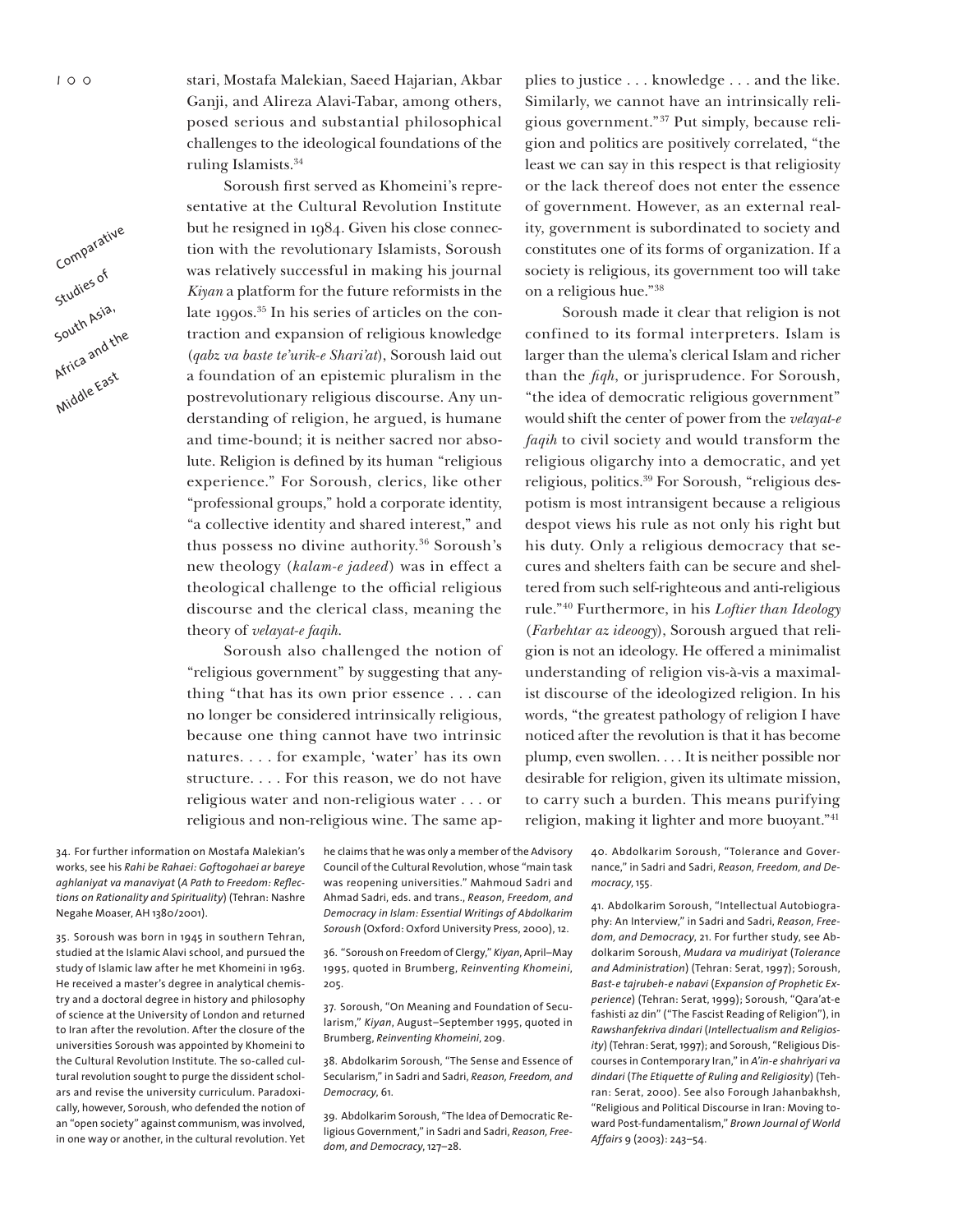stari, Mostafa Malekian, Saeed Hajarian, Akbar Ganji, and Alireza Alavi-Tabar, among others, posed serious and substantial philosophical challenges to the ideological foundations of the ruling Islamists.[34]

Soroush first served as Khomeini's representative at the Cultural Revolution Institute but he resigned in 1984. Given his close connection with the revolutionary Islamists, Soroush was relatively successful in making his journal *Kiyan* a platform for the future reformists in the late 1990s.[35] In his series of articles on the contraction and expansion of religious knowledge (*qabz va baste te'urik-e Shari'at*), Soroush laid out a foundation of an epistemic pluralism in the postrevolutionary religious discourse. Any understanding of religion, he argued, is humane and time-bound; it is neither sacred nor absolute. Religion is defined by its human "religious experience." For Soroush, clerics, like other "professional groups," hold a corporate identity, "a collective identity and shared interest," and thus possess no divine authority.[36] Soroush's new theology (*kalam-e jadeed*) was in effect a theological challenge to the official religious discourse and the clerical class, meaning the theory of *velayat-e faqih*.

Soroush also challenged the notion of "religious government" by suggesting that anything "that has its own prior essence . . . can no longer be considered intrinsically religious, because one thing cannot have two intrinsic natures. . . . for example, 'water' has its own structure. . . . For this reason, we do not have religious water and non-religious water . . . or religious and non-religious wine. The same applies to justice . . . knowledge . . . and the like. Similarly, we cannot have an intrinsically religious government."[37] Put simply, because religion and politics are positively correlated, "the least we can say in this respect is that religiosity or the lack thereof does not enter the essence of government. However, as an external reality, government is subordinated to society and constitutes one of its forms of organization. If a society is religious, its government too will take on a religious hue."[38]

Soroush made it clear that religion is not confined to its formal interpreters. Islam is larger than the ulema's clerical Islam and richer than the *fiqh*, or jurisprudence. For Soroush, "the idea of democratic religious government" would shift the center of power from the *velayat-e faqih* to civil society and would transform the religious oligarchy into a democratic, and yet religious, politics.[39] For Soroush, "religious despotism is most intransigent because a religious despot views his rule as not only his right but his duty. Only a religious democracy that secures and shelters faith can be secure and sheltered from such self-righteous and anti-religious rule."[40] Furthermore, in his *Loftier than Ideology* (*Farbehtar az ideoogy*), Soroush argued that religion is not an ideology. He offered a minimalist understanding of religion vis-à-vis a maximalist discourse of the ideologized religion. In his words, "the greatest pathology of religion I have noticed after the revolution is that it has become plump, even swollen. . . . It is neither possible nor desirable for religion, given its ultimate mission, to carry such a burden. This means purifying religion, making it lighter and more buoyant."[41]

34. For further information on Mostafa Malekian's works, see his *Rahi be Rahaei: Goftogohaei ar bareye aghlaniyat va manaviyat* (*A Path to Freedom: Reflections on Rationality and Spirituality*) (Tehran: Nashre Negahe Moaser, AH 1380/2001).

35. Soroush was born in 1945 in southern Tehran, studied at the Islamic Alavi school, and pursued the study of Islamic law after he met Khomeini in 1963. He received a master's degree in analytical chemistry and a doctoral degree in history and philosophy of science at the University of London and returned to Iran after the revolution. After the closure of the universities Soroush was appointed by Khomeini to the Cultural Revolution Institute. The so-called cultural revolution sought to purge the dissident scholars and revise the university curriculum. Paradoxically, however, Soroush, who defended the notion of an "open society" against communism, was involved, in one way or another, in the cultural revolution. Yet he claims that he was only a member of the Advisory Council of the Cultural Revolution, whose "main task was reopening universities." Mahmoud Sadri and Ahmad Sadri, eds. and trans., *Reason, Freedom, and Democracy in Islam: Essential Writings of Abdolkarim Soroush* (Oxford: Oxford University Press, 2000), 12.

36. "Soroush on Freedom of Clergy," *Kiyan*, April–May 1995, quoted in Brumberg, *Reinventing Khomeini*, 205.

37. Soroush, "On Meaning and Foundation of Secularism," *Kiyan*, August–September 1995, quoted in Brumberg, *Reinventing Khomeini*, 209.

38. Abdolkarim Soroush, "The Sense and Essence of Secularism," in Sadri and Sadri, *Reason, Freedom, and Democracy*, 61.

39. Abdolkarim Soroush, "The Idea of Democratic Religious Government," in Sadri and Sadri, *Reason, Freedom, and Democracy*, 127–28.

40. Abdolkarim Soroush, "Tolerance and Governance," in Sadri and Sadri, *Reason, Freedom, and Democracy*, 155.

41. Abdolkarim Soroush, "Intellectual Autobiography: An Interview," in Sadri and Sadri, *Reason, Freedom, and Democracy*, 21. For further study, see Abdolkarim Soroush, *Mudara va mudiriyat* (*Tolerance and Administration*) (Tehran: Serat, 1997); Soroush, *Bast-e tajrubeh-e nabavi* (*Expansion of Prophetic Experience*) (Tehran: Serat, 1999); Soroush, "Qara'at-e fashisti az din" ("The Fascist Reading of Religion"), in *Rawshanfekriva dindari* (*Intellectualism and Religiosity*) (Tehran: Serat, 1997); and Soroush, "Religious Discourses in Contemporary Iran," in *A'in-e shahriyari va dindari* (*The Etiquette of Ruling and Religiosity*) (Tehran: Serat, 2000). See also Forough Jahanbakhsh, "Religious and Political Discourse in Iran: Moving toward Post-fundamentalism," *Brown Journal of World Affairs* 9 (2003): 243–54.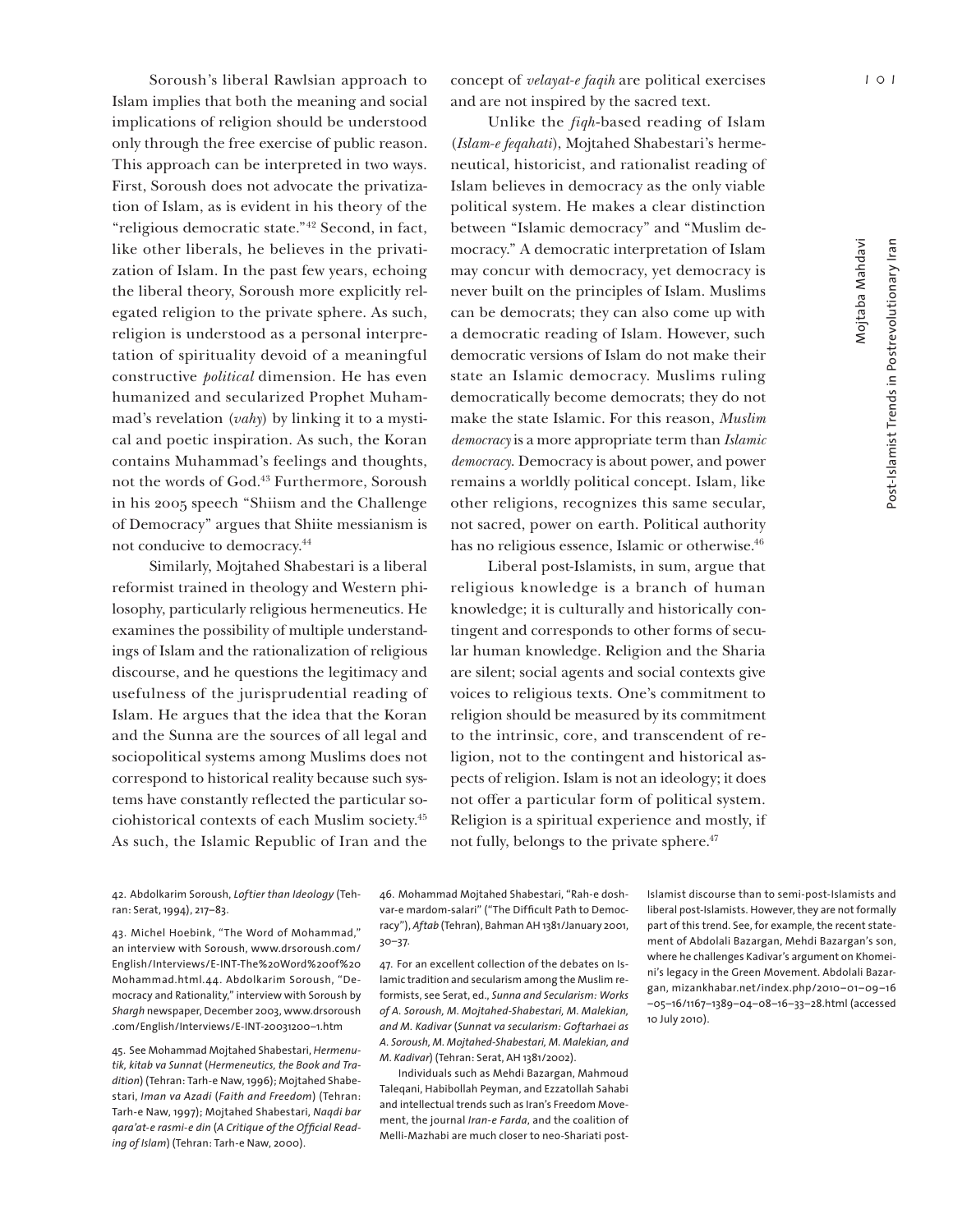Soroush's liberal Rawlsian approach to Islam implies that both the meaning and social implications of religion should be understood only through the free exercise of public reason. This approach can be interpreted in two ways. First, Soroush does not advocate the privatization of Islam, as is evident in his theory of the "religious democratic state."[42] Second, in fact, like other liberals, he believes in the privatization of Islam. In the past few years, echoing the liberal theory, Soroush more explicitly relegated religion to the private sphere. As such, religion is understood as a personal interpretation of spirituality devoid of a meaningful constructive *political* dimension. He has even humanized and secularized Prophet Muhammad's revelation (*vahy*) by linking it to a mystical and poetic inspiration. As such, the Koran contains Muhammad's feelings and thoughts, not the words of God.[43] Furthermore, Soroush in his 2005 speech "Shiism and the Challenge of Democracy" argues that Shiite messianism is not conducive to democracy.[44]

Similarly, Mojtahed Shabestari is a liberal reformist trained in theology and Western philosophy, particularly religious hermeneutics. He examines the possibility of multiple understandings of Islam and the rationalization of religious discourse, and he questions the legitimacy and usefulness of the jurisprudential reading of Islam. He argues that the idea that the Koran and the Sunna are the sources of all legal and sociopolitical systems among Muslims does not correspond to historical reality because such systems have constantly reflected the particular sociohistorical contexts of each Muslim society.[45] As such, the Islamic Republic of Iran and the concept of *velayat-e faqih* are political exercises and are not inspired by the sacred text.

Unlike the *fiqh*-based reading of Islam (*Islam-e feqahati*), Mojtahed Shabestari's hermeneutical, historicist, and rationalist reading of Islam believes in democracy as the only viable political system. He makes a clear distinction between "Islamic democracy" and "Muslim democracy." A democratic interpretation of Islam may concur with democracy, yet democracy is never built on the principles of Islam. Muslims can be democrats; they can also come up with a democratic reading of Islam. However, such democratic versions of Islam do not make their state an Islamic democracy. Muslims ruling democratically become democrats; they do not make the state Islamic. For this reason, *Muslim democracy* is a more appropriate term than *Islamic democracy*. Democracy is about power, and power remains a worldly political concept. Islam, like other religions, recognizes this same secular, not sacred, power on earth. Political authority has no religious essence, Islamic or otherwise.[46]

Liberal post-Islamists, in sum, argue that religious knowledge is a branch of human knowledge; it is culturally and historically contingent and corresponds to other forms of secular human knowledge. Religion and the Sharia are silent; social agents and social contexts give voices to religious texts. One's commitment to religion should be measured by its commitment to the intrinsic, core, and transcendent of religion, not to the contingent and historical aspects of religion. Islam is not an ideology; it does not offer a particular form of political system. Religion is a spiritual experience and mostly, if not fully, belongs to the private sphere.[47]

---

42. Abdolkarim Soroush, *Loftier than Ideology* (Tehran: Serat, 1994), 217–83.

43. Michel Hoebink, "The Word of Mohammad," an interview with Soroush, www.drsoroush.com/English/Interviews/E-INT-The%20Word%20of%20Mohammad.html.44. Abdolkarim Soroush, "Democracy and Rationality," interview with Soroush by *Shargh* newspaper, December 2003, www.drsoroush.com/English/Interviews/E-INT-20031200–1.htm

45. See Mohammad Mojtahed Shabestari, *Hermenutik, kitab va Sunnat* (*Hermeneutics, the Book and Tradition*) (Tehran: Tarh-e Naw, 1996); Mojtahed Shabestari, *Iman va Azadi* (*Faith and Freedom*) (Tehran: Tarh-e Naw, 1997); Mojtahed Shabestari, *Naqdi bar qara'at-e rasmi-e din* (*A Critique of the Official Reading of Islam*) (Tehran: Tarh-e Naw, 2000).

46. Mohammad Mojtahed Shabestari, "Rah-e doshvar-e mardom-salari" ("The Difficult Path to Democracy"), *Aftab* (Tehran), Bahman AH 1381/January 2001, 30–37.

47. For an excellent collection of the debates on Islamic tradition and secularism among the Muslim reformists, see Serat, ed., *Sunna and Secularism: Works of A. Soroush, M. Mojtahed-Shabestari, M. Malekian, and M. Kadivar* (*Sunnat va secularism: Goftarhaei as A. Soroush, M. Mojtahed-Shabestari, M. Malekian, and M. Kadivar*) (Tehran: Serat, AH 1381/2002).

Individuals such as Mehdi Bazargan, Mahmoud Taleqani, Habibollah Peyman, and Ezzatollah Sahabi and intellectual trends such as Iran's Freedom Movement, the journal *Iran-e Farda*, and the coalition of Melli-Mazhabi are much closer to neo-Shariati post-Islamist discourse than to semi-post-Islamists and liberal post-Islamists. However, they are not formally part of this trend. See, for example, the recent statement of Abdolali Bazargan, Mehdi Bazargan's son, where he challenges Kadivar's argument on Khomeini's legacy in the Green Movement. Abdolali Bazargan, mizankhabar.net/index.php/2010–01–09–16–05–16/1167–1389–04–08–16–33–28.html (accessed 10 July 2010).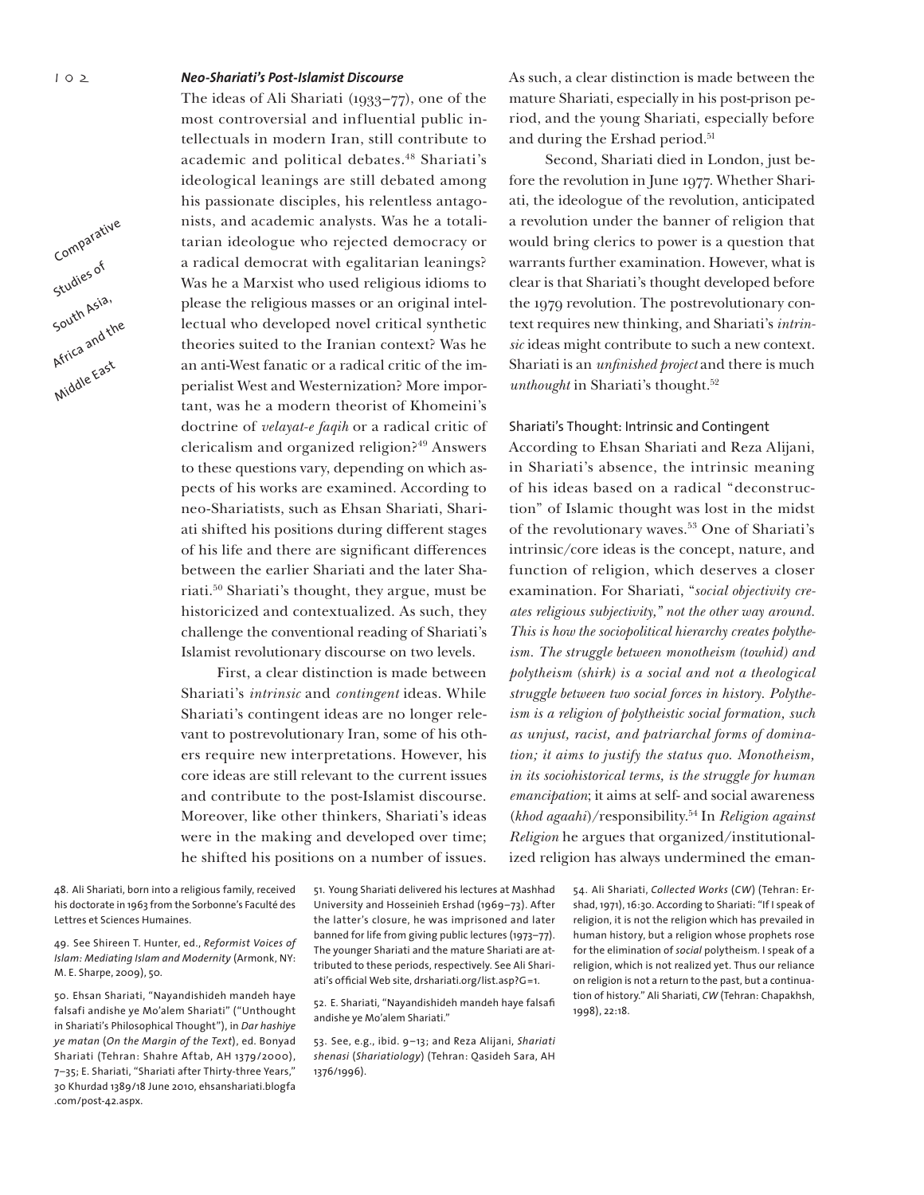### *Neo-Shariati's Post-Islamist Discourse*

The ideas of Ali Shariati (1933–77), one of the most controversial and influential public intellectuals in modern Iran, still contribute to academic and political debates.[48] Shariati's ideological leanings are still debated among his passionate disciples, his relentless antagonists, and academic analysts. Was he a totalitarian ideologue who rejected democracy or a radical democrat with egalitarian leanings? Was he a Marxist who used religious idioms to please the religious masses or an original intellectual who developed novel critical synthetic theories suited to the Iranian context? Was he an anti-West fanatic or a radical critic of the imperialist West and Westernization? More important, was he a modern theorist of Khomeini's doctrine of *velayat-e faqih* or a radical critic of clericalism and organized religion?[49] Answers to these questions vary, depending on which aspects of his works are examined. According to neo-Shariatists, such as Ehsan Shariati, Shariati shifted his positions during different stages of his life and there are significant differences between the earlier Shariati and the later Shariati.[50] Shariati's thought, they argue, must be historicized and contextualized. As such, they challenge the conventional reading of Shariati's Islamist revolutionary discourse on two levels.

First, a clear distinction is made between Shariati's *intrinsic* and *contingent* ideas. While Shariati's contingent ideas are no longer relevant to postrevolutionary Iran, some of his others require new interpretations. However, his core ideas are still relevant to the current issues and contribute to the post-Islamist discourse. Moreover, like other thinkers, Shariati's ideas were in the making and developed over time; he shifted his positions on a number of issues. As such, a clear distinction is made between the mature Shariati, especially in his post-prison period, and the young Shariati, especially before and during the Ershad period.[51]

Second, Shariati died in London, just before the revolution in June 1977. Whether Shariati, the ideologue of the revolution, anticipated a revolution under the banner of religion that would bring clerics to power is a question that warrants further examination. However, what is clear is that Shariati's thought developed before the 1979 revolution. The postrevolutionary context requires new thinking, and Shariati's *intrinsic* ideas might contribute to such a new context. Shariati is an *unfinished project* and there is much *unthought* in Shariati's thought.[52]

### Shariati's Thought: Intrinsic and Contingent

According to Ehsan Shariati and Reza Alijani, in Shariati's absence, the intrinsic meaning of his ideas based on a radical "deconstruction" of Islamic thought was lost in the midst of the revolutionary waves.[53] One of Shariati's intrinsic/core ideas is the concept, nature, and function of religion, which deserves a closer examination. For Shariati, "*social objectivity creates religious subjectivity," not the other way around. This is how the sociopolitical hierarchy creates polytheism. The struggle between monotheism (towhid) and polytheism (shirk) is a social and not a theological struggle between two social forces in history. Polytheism is a religion of polytheistic social formation, such as unjust, racist, and patriarchal forms of domination; it aims to justify the status quo. Monotheism, in its sociohistorical terms, is the struggle for human emancipation*; it aims at self- and social awareness (*khod agaahi*)/responsibility.[54] In *Religion against Religion* he argues that organized/institutionalized religion has always undermined the eman-

48. Ali Shariati, born into a religious family, received his doctorate in 1963 from the Sorbonne's Faculté des Lettres et Sciences Humaines.

49. See Shireen T. Hunter, ed., *Reformist Voices of Islam: Mediating Islam and Modernity* (Armonk, NY: M. E. Sharpe, 2009), 50.

50. Ehsan Shariati, "Nayandishideh mandeh haye falsafi andishe ye Mo'alem Shariati" ("Unthought in Shariati's Philosophical Thought"), in *Dar hashiye ye matan* (*On the Margin of the Text*), ed. Bonyad Shariati (Tehran: Shahre Aftab, AH 1379/2000), 7–35; E. Shariati, "Shariati after Thirty-three Years," 30 Khurdad 1389/18 June 2010, ehsanshariati.blogfa.com/post-42.aspx.

51. Young Shariati delivered his lectures at Mashhad University and Hosseinieh Ershad (1969–73). After the latter's closure, he was imprisoned and later banned for life from giving public lectures (1973–77). The younger Shariati and the mature Shariati are attributed to these periods, respectively. See Ali Shariati's official Web site, drshariati.org/list.asp?G=1.

52. E. Shariati, "Nayandishideh mandeh haye falsafi andishe ye Mo'alem Shariati."

53. See, e.g., ibid. 9–13; and Reza Alijani, *Shariati shenasi* (*Shariatiology*) (Tehran: Qasideh Sara, AH 1376/1996).

54. Ali Shariati, *Collected Works* (*CW*) (Tehran: Ershad, 1971), 16:30. According to Shariati: "If I speak of religion, it is not the religion which has prevailed in human history, but a religion whose prophets rose for the elimination of *social* polytheism. I speak of a religion, which is not realized yet. Thus our reliance on religion is not a return to the past, but a continuation of history." Ali Shariati, *CW* (Tehran: Chapakhsh, 1998), 22:18.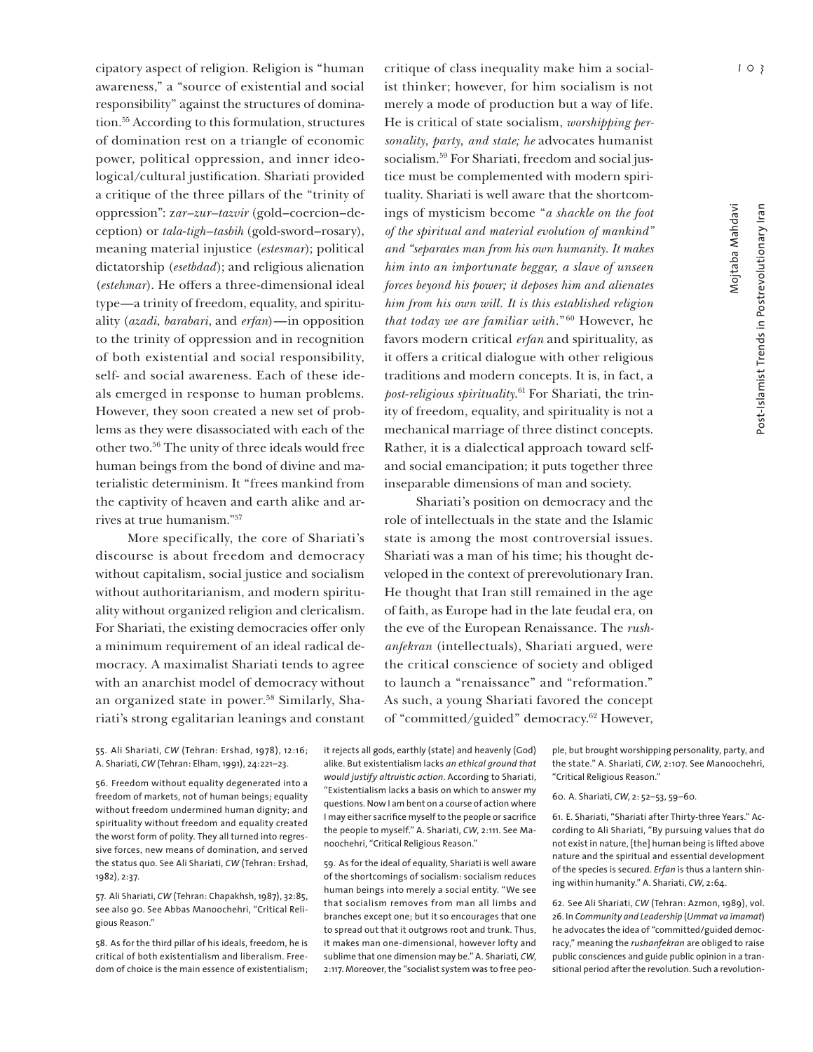cipatory aspect of religion. Religion is "human awareness," a "source of existential and social responsibility" against the structures of domination.[55] According to this formulation, structures of domination rest on a triangle of economic power, political oppression, and inner ideological/cultural justification. Shariati provided a critique of the three pillars of the "trinity of oppression": *zar–zur–tazvir* (gold–coercion–deception) or *tala-tigh–tasbih* (gold-sword–rosary), meaning material injustice (*estesmar*); political dictatorship (*esetbdad*); and religious alienation (*estehmar*). He offers a three-dimensional ideal type—a trinity of freedom, equality, and spirituality (*azadi*, *barabari*, and *erfan*)—in opposition to the trinity of oppression and in recognition of both existential and social responsibility, self- and social awareness. Each of these ideals emerged in response to human problems. However, they soon created a new set of problems as they were disassociated with each of the other two.[56] The unity of three ideals would free human beings from the bond of divine and materialistic determinism. It "frees mankind from the captivity of heaven and earth alike and arrives at true humanism."[57]

More specifically, the core of Shariati's discourse is about freedom and democracy without capitalism, social justice and socialism without authoritarianism, and modern spirituality without organized religion and clericalism. For Shariati, the existing democracies offer only a minimum requirement of an ideal radical democracy. A maximalist Shariati tends to agree with an anarchist model of democracy without an organized state in power.[58] Similarly, Shariati's strong egalitarian leanings and constant critique of class inequality make him a socialist thinker; however, for him socialism is not merely a mode of production but a way of life. He is critical of state socialism, *worshipping personality, party, and state; he* advocates humanist socialism.[59] For Shariati, freedom and social justice must be complemented with modern spirituality. Shariati is well aware that the shortcomings of mysticism become "*a shackle on the foot of the spiritual and material evolution of mankind" and "separates man from his own humanity. It makes him into an importunate beggar, a slave of unseen forces beyond his power; it deposes him and alienates him from his own will. It is this established religion that today we are familiar with.*"[60] However, he favors modern critical *erfan* and spirituality, as it offers a critical dialogue with other religious traditions and modern concepts. It is, in fact, a *post-religious spirituality*.[61] For Shariati, the trinity of freedom, equality, and spirituality is not a mechanical marriage of three distinct concepts. Rather, it is a dialectical approach toward self- and social emancipation; it puts together three inseparable dimensions of man and society.

Shariati's position on democracy and the role of intellectuals in the state and the Islamic state is among the most controversial issues. Shariati was a man of his time; his thought developed in the context of prerevolutionary Iran. He thought that Iran still remained in the age of faith, as Europe had in the late feudal era, on the eve of the European Renaissance. The *rushanfekran* (intellectuals), Shariati argued, were the critical conscience of society and obliged to launch a "renaissance" and "reformation." As such, a young Shariati favored the concept of "committed/guided" democracy.[62] However,

55. Ali Shariati, *CW* (Tehran: Ershad, 1978), 12:16; A. Shariati, *CW* (Tehran: Elham, 1991), 24:221–23.

56. Freedom without equality degenerated into a freedom of markets, not of human beings; equality without freedom undermined human dignity; and spirituality without freedom and equality created the worst form of polity. They all turned into regressive forces, new means of domination, and served the status quo. See Ali Shariati, *CW* (Tehran: Ershad, 1982), 2:37.

57. Ali Shariati, *CW* (Tehran: Chapakhsh, 1987), 32:85, see also 90. See Abbas Manoochehri, "Critical Religious Reason."

58. As for the third pillar of his ideals, freedom, he is critical of both existentialism and liberalism. Freedom of choice is the main essence of existentialism; it rejects all gods, earthly (state) and heavenly (God) alike. But existentialism lacks *an ethical ground that would justify altruistic action*. According to Shariati, "Existentialism lacks a basis on which to answer my questions. Now I am bent on a course of action where I may either sacrifice myself to the people or sacrifice the people to myself." A. Shariati, *CW*, 2:111. See Manoochehri, "Critical Religious Reason."

59. As for the ideal of equality, Shariati is well aware of the shortcomings of socialism: socialism reduces human beings into merely a social entity. "We see that socialism removes from man all limbs and branches except one; but it so encourages that one to spread out that it outgrows root and trunk. Thus, it makes man one-dimensional, however lofty and sublime that one dimension may be." A. Shariati, *CW*, 2:117. Moreover, the "socialist system was to free people, but brought worshipping personality, party, and the state." A. Shariati, *CW*, 2:107. See Manoochehri, "Critical Religious Reason."

60. A. Shariati, *CW*, 2: 52–53, 59–60.

61. E. Shariati, "Shariati after Thirty-three Years." According to Ali Shariati, "By pursuing values that do not exist in nature, [the] human being is lifted above nature and the spiritual and essential development of the species is secured. *Erfan* is thus a lantern shining within humanity." A. Shariati, *CW*, 2:64.

62. See Ali Shariati, *CW* (Tehran: Azmon, 1989), vol. 26. In *Community and Leadership* (*Ummat va imamat*) he advocates the idea of "committed/guided democracy," meaning the *rushanfekran* are obliged to raise public consciences and guide public opinion in a transitional period after the revolution. Such a revolution-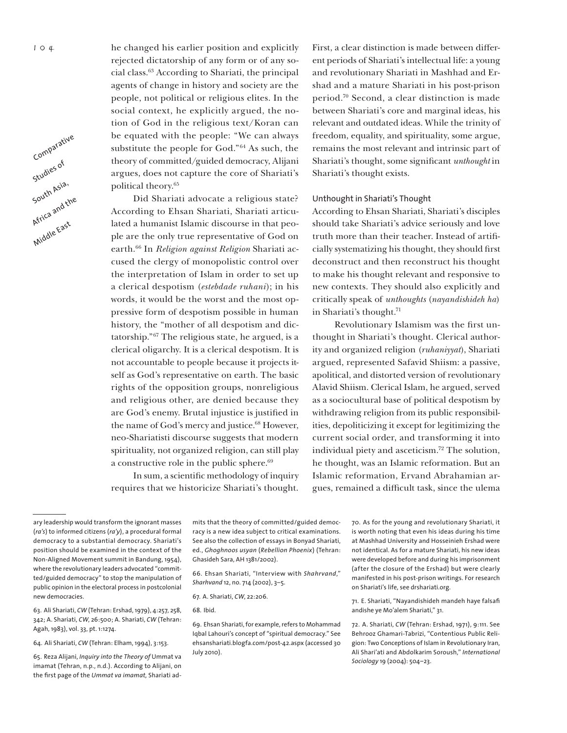he changed his earlier position and explicitly rejected dictatorship of any form or of any social class.[63] According to Shariati, the principal agents of change in history and society are the people, not political or religious elites. In the social context, he explicitly argued, the notion of God in the religious text/Koran can be equated with the people: "We can always substitute the people for God."[64] As such, the theory of committed/guided democracy, Alijani argues, does not capture the core of Shariati's political theory.[65]

Did Shariati advocate a religious state? According to Ehsan Shariati, Shariati articulated a humanist Islamic discourse in that people are the only true representative of God on earth.[66] In *Religion against Religion* Shariati accused the clergy of monopolistic control over the interpretation of Islam in order to set up a clerical despotism (*estebdade ruhani*); in his words, it would be the worst and the most oppressive form of despotism possible in human history, the "mother of all despotism and dictatorship."[67] The religious state, he argued, is a clerical oligarchy. It is a clerical despotism. It is not accountable to people because it projects itself as God's representative on earth. The basic rights of the opposition groups, nonreligious and religious other, are denied because they are God's enemy. Brutal injustice is justified in the name of God's mercy and justice.[68] However, neo-Shariatisti discourse suggests that modern spirituality, not organized religion, can still play a constructive role in the public sphere.[69]

In sum, a scientific methodology of inquiry requires that we historicize Shariati's thought. First, a clear distinction is made between different periods of Shariati's intellectual life: a young and revolutionary Shariati in Mashhad and Ershad and a mature Shariati in his post-prison period.[70] Second, a clear distinction is made between Shariati's core and marginal ideas, his relevant and outdated ideas. While the trinity of freedom, equality, and spirituality, some argue, remains the most relevant and intrinsic part of Shariati's thought, some significant *unthought* in Shariati's thought exists.

## Unthought in Shariati's Thought

According to Ehsan Shariati, Shariati's disciples should take Shariati's advice seriously and love truth more than their teacher. Instead of artificially systematizing his thought, they should first deconstruct and then reconstruct his thought to make his thought relevant and responsive to new contexts. They should also explicitly and critically speak of *unthoughts* (*nayandishideh ha*) in Shariati's thought.[71]

Revolutionary Islamism was the first unthought in Shariati's thought. Clerical authority and organized religion (*ruhaniyyat*), Shariati argued, represented Safavid Shiism: a passive, apolitical, and distorted version of revolutionary Alavid Shiism. Clerical Islam, he argued, served as a sociocultural base of political despotism by withdrawing religion from its public responsibilities, depoliticizing it except for legitimizing the current social order, and transforming it into individual piety and asceticism.[72] The solution, he thought, was an Islamic reformation. But an Islamic reformation, Ervand Abrahamian argues, remained a difficult task, since the ulema

---

ary leadership would transform the ignorant masses (*ra's*) to informed citizens (*ra'y*), a procedural formal democracy to a substantial democracy. Shariati's position should be examined in the context of the Non-Aligned Movement summit in Bandung, 1954), where the revolutionary leaders advocated "committed/guided democracy" to stop the manipulation of public opinion in the electoral process in postcolonial new democracies.

63. Ali Shariati, *CW* (Tehran: Ershad, 1979), 4:257, 258, 342; A. Shariati, *CW*, 26:500; A. Shariati, *CW* (Tehran: Agah, 1983), vol. 33, pt. 1:1274.

64. Ali Shariati, *CW* (Tehran: Elham, 1994), 3:153.

65. Reza Alijani, *Inquiry into the Theory of* Ummat va imamat (Tehran, n.p., n.d.). According to Alijani, on the first page of the *Ummat va imamat*, Shariati admits that the theory of committed/guided democracy is a new idea subject to critical examinations. See also the collection of essays in Bonyad Shariati, ed., *Ghoghnoos usyan* (*Rebellion Phoenix*) (Tehran: Ghasideh Sara, AH 1381/2002).

66. Ehsan Shariati, "Interview with *Shahrvand*," *Sharhvand* 12, no. 714 (2002), 3–5.

67. A. Shariati, *CW*, 22:206.

68. Ibid.

69. Ehsan Shariati, for example, refers to Mohammad Iqbal Lahouri's concept of "spiritual democracy." See ehsanshariati.blogfa.com/post-42.aspx (accessed 30 July 2010).

70. As for the young and revolutionary Shariati, it is worth noting that even his ideas during his time at Mashhad University and Hosseinieh Ershad were not identical. As for a mature Shariati, his new ideas were developed before and during his imprisonment (after the closure of the Ershad) but were clearly manifested in his post-prison writings. For research on Shariati's life, see drshariati.org.

71. E. Shariati, "Nayandishideh mandeh haye falsafi andishe ye Mo'alem Shariati," 31.

72. A. Shariati, *CW* (Tehran: Ershad, 1971), 9:111. See Behrooz Ghamari-Tabrizi, "Contentious Public Religion: Two Conceptions of Islam in Revolutionary Iran, Ali Shari'ati and Abdolkarim Soroush," *International Sociology* 19 (2004): 504–23.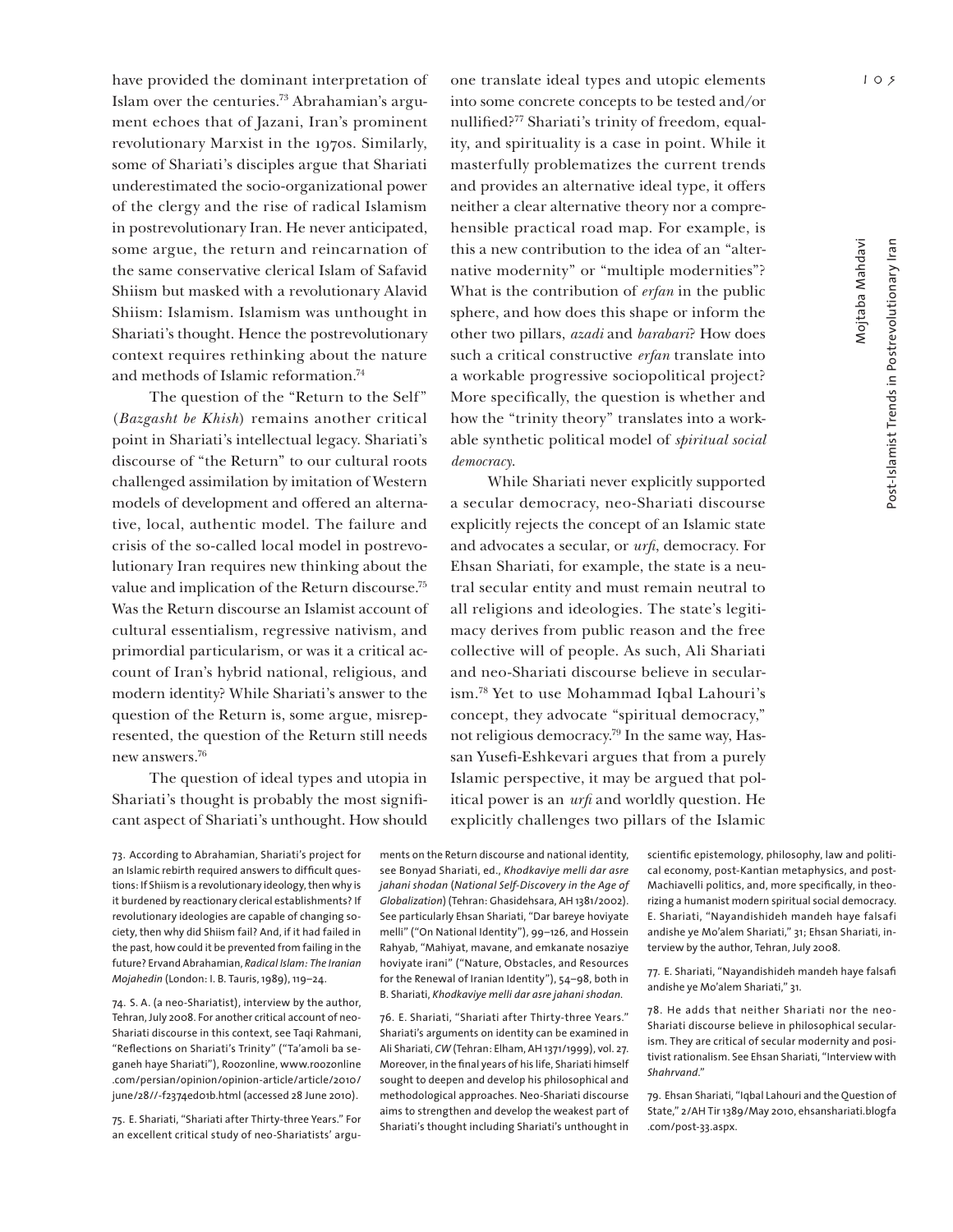have provided the dominant interpretation of Islam over the centuries.[73] Abrahamian's argument echoes that of Jazani, Iran's prominent revolutionary Marxist in the 1970s. Similarly, some of Shariati's disciples argue that Shariati underestimated the socio-organizational power of the clergy and the rise of radical Islamism in postrevolutionary Iran. He never anticipated, some argue, the return and reincarnation of the same conservative clerical Islam of Safavid Shiism but masked with a revolutionary Alavid Shiism: Islamism. Islamism was unthought in Shariati's thought. Hence the postrevolutionary context requires rethinking about the nature and methods of Islamic reformation.[74]

The question of the "Return to the Self" (*Bazgasht be Khish*) remains another critical point in Shariati's intellectual legacy. Shariati's discourse of "the Return" to our cultural roots challenged assimilation by imitation of Western models of development and offered an alternative, local, authentic model. The failure and crisis of the so-called local model in postrevolutionary Iran requires new thinking about the value and implication of the Return discourse.[75] Was the Return discourse an Islamist account of cultural essentialism, regressive nativism, and primordial particularism, or was it a critical account of Iran's hybrid national, religious, and modern identity? While Shariati's answer to the question of the Return is, some argue, misrepresented, the question of the Return still needs new answers.[76]

The question of ideal types and utopia in Shariati's thought is probably the most significant aspect of Shariati's unthought. How should one translate ideal types and utopic elements into some concrete concepts to be tested and/or nullified?[77] Shariati's trinity of freedom, equality, and spirituality is a case in point. While it masterfully problematizes the current trends and provides an alternative ideal type, it offers neither a clear alternative theory nor a comprehensible practical road map. For example, is this a new contribution to the idea of an "alternative modernity" or "multiple modernities"? What is the contribution of *erfan* in the public sphere, and how does this shape or inform the other two pillars, *azadi* and *barabari*? How does such a critical constructive *erfan* translate into a workable progressive sociopolitical project? More specifically, the question is whether and how the "trinity theory" translates into a workable synthetic political model of *spiritual social democracy*.

While Shariati never explicitly supported a secular democracy, neo-Shariati discourse explicitly rejects the concept of an Islamic state and advocates a secular, or *urfi*, democracy. For Ehsan Shariati, for example, the state is a neutral secular entity and must remain neutral to all religions and ideologies. The state's legitimacy derives from public reason and the free collective will of people. As such, Ali Shariati and neo-Shariati discourse believe in secularism.[78] Yet to use Mohammad Iqbal Lahouri's concept, they advocate "spiritual democracy," not religious democracy.[79] In the same way, Hassan Yusefi-Eshkevari argues that from a purely Islamic perspective, it may be argued that political power is an *urfi* and worldly question. He explicitly challenges two pillars of the Islamic

73. According to Abrahamian, Shariati's project for an Islamic rebirth required answers to difficult questions: If Shiism is a revolutionary ideology, then why is it burdened by reactionary clerical establishments? If revolutionary ideologies are capable of changing society, then why did Shiism fail? And, if it had failed in the past, how could it be prevented from failing in the future? Ervand Abrahamian, *Radical Islam: The Iranian Mojahedin* (London: I. B. Tauris, 1989), 119–24.

74. S. A. (a neo-Shariatist), interview by the author, Tehran, July 2008. For another critical account of neo-Shariati discourse in this context, see Taqi Rahmani, "Reflections on Shariati's Trinity" ("Ta'amoli ba seganeh haye Shariati"), Roozonline, www.roozonline.com/persian/opinion/opinion-article/article/2010/june/28//-f2374ed01b.html (accessed 28 June 2010).

75. E. Shariati, "Shariati after Thirty-three Years." For an excellent critical study of neo-Shariatists' arguments on the Return discourse and national identity, see Bonyad Shariati, ed., *Khodkaviye melli dar asre jahani shodan* (*National Self-Discovery in the Age of Globalization*) (Tehran: Ghasidehsara, AH 1381/2002). See particularly Ehsan Shariati, "Dar bareye hoviyate melli" ("On National Identity"), 99–126, and Hossein Rahyab, "Mahiyat, mavane, and emkanate nosaziye hoviyate irani" ("Nature, Obstacles, and Resources for the Renewal of Iranian Identity"), 54–98, both in B. Shariati, *Khodkaviye melli dar asre jahani shodan*.

76. E. Shariati, "Shariati after Thirty-three Years." Shariati's arguments on identity can be examined in Ali Shariati, *CW* (Tehran: Elham, AH 1371/1999), vol. 27. Moreover, in the final years of his life, Shariati himself sought to deepen and develop his philosophical and methodological approaches. Neo-Shariati discourse aims to strengthen and develop the weakest part of Shariati's thought including Shariati's unthought in scientific epistemology, philosophy, law and political economy, post-Kantian metaphysics, and post-Machiavelli politics, and, more specifically, in theorizing a humanist modern spiritual social democracy. E. Shariati, "Nayandishideh mandeh haye falsafi andishe ye Mo'alem Shariati," 31; Ehsan Shariati, interview by the author, Tehran, July 2008.

77. E. Shariati, "Nayandishideh mandeh haye falsafi andishe ye Mo'alem Shariati," 31.

78. He adds that neither Shariati nor the neo-Shariati discourse believe in philosophical secularism. They are critical of secular modernity and positivist rationalism. See Ehsan Shariati, "Interview with *Shahrvand*."

79. Ehsan Shariati, "Iqbal Lahouri and the Question of State," 2/AH Tir 1389/May 2010, ehsanshariati.blogfa.com/post-33.aspx.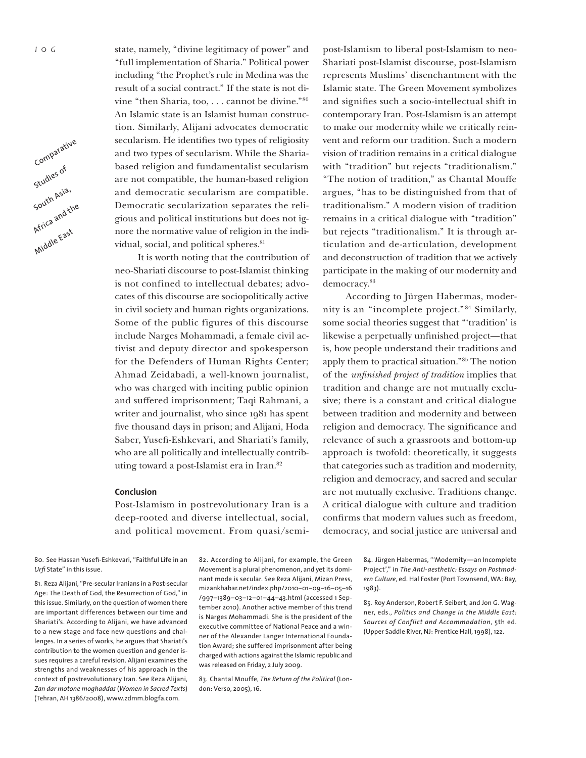state, namely, "divine legitimacy of power" and "full implementation of Sharia." Political power including "the Prophet's rule in Medina was the result of a social contract." If the state is not divine "then Sharia, too, . . . cannot be divine."[80] An Islamic state is an Islamist human construction. Similarly, Alijani advocates democratic secularism. He identifies two types of religiosity and two types of secularism. While the Sharia-based religion and fundamentalist secularism are not compatible, the human-based religion and democratic secularism are compatible. Democratic secularization separates the religious and political institutions but does not ignore the normative value of religion in the individual, social, and political spheres.[81]

It is worth noting that the contribution of neo-Shariati discourse to post-Islamist thinking is not confined to intellectual debates; advocates of this discourse are sociopolitically active in civil society and human rights organizations. Some of the public figures of this discourse include Narges Mohammadi, a female civil activist and deputy director and spokesperson for the Defenders of Human Rights Center; Ahmad Zeidabadi, a well-known journalist, who was charged with inciting public opinion and suffered imprisonment; Taqi Rahmani, a writer and journalist, who since 1981 has spent five thousand days in prison; and Alijani, Hoda Saber, Yusefi-Eshkevari, and Shariati's family, who are all politically and intellectually contributing toward a post-Islamist era in Iran.[82]

## Conclusion

Post-Islamism in postrevolutionary Iran is a deep-rooted and diverse intellectual, social, and political movement. From quasi/semi-post-Islamism to liberal post-Islamism to neo-Shariati post-Islamist discourse, post-Islamism represents Muslims' disenchantment with the Islamic state. The Green Movement symbolizes and signifies such a socio-intellectual shift in contemporary Iran. Post-Islamism is an attempt to make our modernity while we critically reinvent and reform our tradition. Such a modern vision of tradition remains in a critical dialogue with "tradition" but rejects "traditionalism." "The notion of tradition," as Chantal Mouffe argues, "has to be distinguished from that of traditionalism." A modern vision of tradition remains in a critical dialogue with "tradition" but rejects "traditionalism." It is through articulation and de-articulation, development and deconstruction of tradition that we actively participate in the making of our modernity and democracy.[83]

According to Jürgen Habermas, modernity is an "incomplete project."[84] Similarly, some social theories suggest that "'tradition' is likewise a perpetually unfinished project—that is, how people understand their traditions and apply them to practical situation."[85] The notion of the *unfinished project of tradition* implies that tradition and change are not mutually exclusive; there is a constant and critical dialogue between tradition and modernity and between religion and democracy. The significance and relevance of such a grassroots and bottom-up approach is twofold: theoretically, it suggests that categories such as tradition and modernity, religion and democracy, and sacred and secular are not mutually exclusive. Traditions change. A critical dialogue with culture and tradition confirms that modern values such as freedom, democracy, and social justice are universal and

80. See Hassan Yusefi-Eshkevari, "Faithful Life in an *Urfi* State" in this issue.

81. Reza Alijani, "Pre-secular Iranians in a Post-secular Age: The Death of God, the Resurrection of God," in this issue. Similarly, on the question of women there are important differences between our time and Shariati's. According to Alijani, we have advanced to a new stage and face new questions and challenges. In a series of works, he argues that Shariati's contribution to the women question and gender issues requires a careful revision. Alijani examines the strengths and weaknesses of his approach in the context of postrevolutionary Iran. See Reza Alijani, *Zan dar motone moghaddas* (*Women in Sacred Texts*) (Tehran, AH 1386/2008), www.zdmm.blogfa.com.

82. According to Alijani, for example, the Green Movement is a plural phenomenon, and yet its dominant mode is secular. See Reza Alijani, Mizan Press, mizankhabar.net/index.php/2010–01–09–16–05–16/997–1389–03–12–01–44–43.html (accessed 1 September 2010). Another active member of this trend is Narges Mohammadi. She is the president of the executive committee of National Peace and a winner of the Alexander Langer International Foundation Award; she suffered imprisonment after being charged with actions against the Islamic republic and was released on Friday, 2 July 2009.

83. Chantal Mouffe, *The Return of the Political* (London: Verso, 2005), 16.

84. Jürgen Habermas, "'Modernity—an Incomplete Project'," in *The Anti-aesthetic: Essays on Postmodern Culture*, ed. Hal Foster (Port Townsend, WA: Bay, 1983).

85. Roy Anderson, Robert F. Seibert, and Jon G. Wagner, eds., *Politics and Change in the Middle East: Sources of Conflict and Accommodation*, 5th ed. (Upper Saddle River, NJ: Prentice Hall, 1998), 122.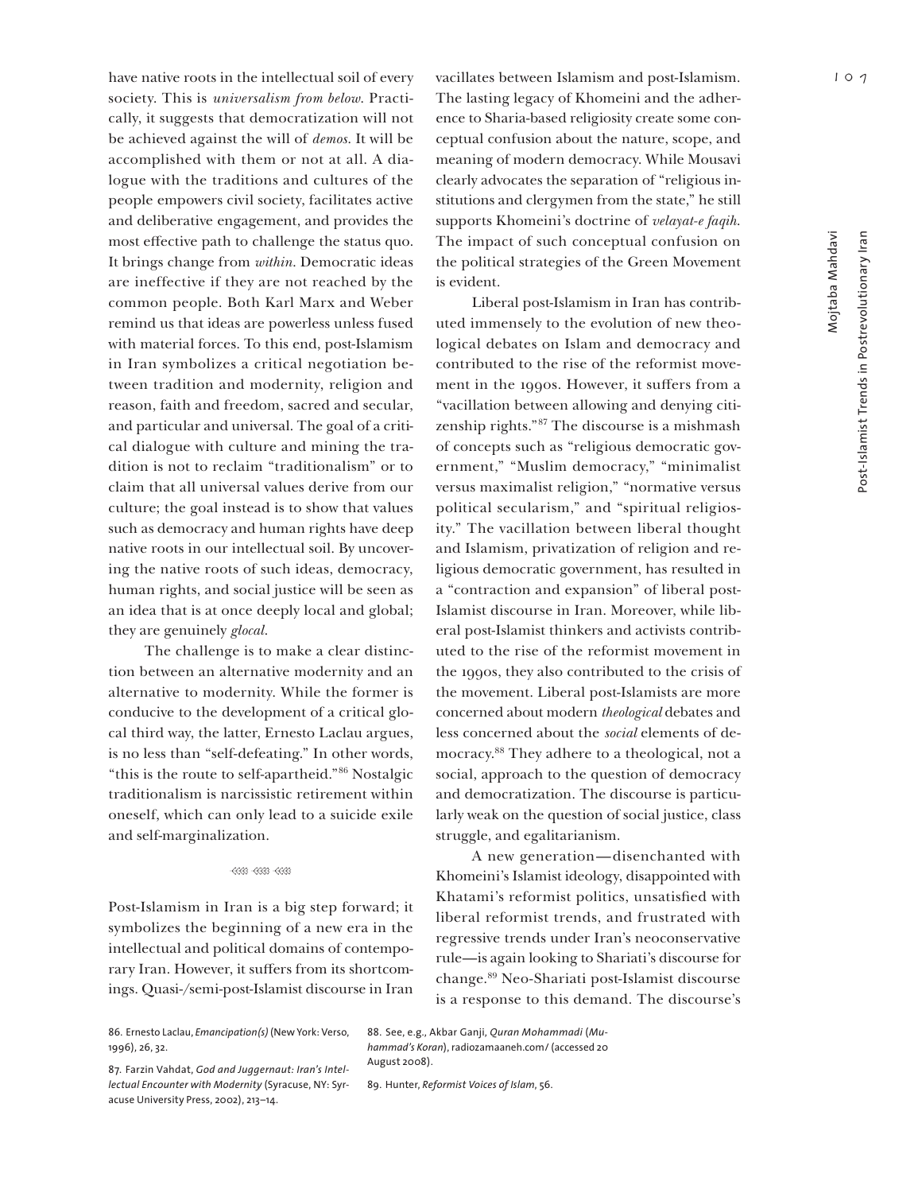have native roots in the intellectual soil of every society. This is *universalism from below*. Practically, it suggests that democratization will not be achieved against the will of *demos*. It will be accomplished with them or not at all. A dialogue with the traditions and cultures of the people empowers civil society, facilitates active and deliberative engagement, and provides the most effective path to challenge the status quo. It brings change from *within*. Democratic ideas are ineffective if they are not reached by the common people. Both Karl Marx and Weber remind us that ideas are powerless unless fused with material forces. To this end, post-Islamism in Iran symbolizes a critical negotiation between tradition and modernity, religion and reason, faith and freedom, sacred and secular, and particular and universal. The goal of a critical dialogue with culture and mining the tradition is not to reclaim "traditionalism" or to claim that all universal values derive from our culture; the goal instead is to show that values such as democracy and human rights have deep native roots in our intellectual soil. By uncovering the native roots of such ideas, democracy, human rights, and social justice will be seen as an idea that is at once deeply local and global; they are genuinely *glocal*.

The challenge is to make a clear distinction between an alternative modernity and an alternative to modernity. While the former is conducive to the development of a critical glocal third way, the latter, Ernesto Laclau argues, is no less than "self-defeating." In other words, "this is the route to self-apartheid."[86] Nostalgic traditionalism is narcissistic retirement within oneself, which can only lead to a suicide exile and self-marginalization.

Post-Islamism in Iran is a big step forward; it symbolizes the beginning of a new era in the intellectual and political domains of contemporary Iran. However, it suffers from its shortcomings. Quasi-/semi-post-Islamist discourse in Iran vacillates between Islamism and post-Islamism. The lasting legacy of Khomeini and the adherence to Sharia-based religiosity create some conceptual confusion about the nature, scope, and meaning of modern democracy. While Mousavi clearly advocates the separation of "religious institutions and clergymen from the state," he still supports Khomeini's doctrine of *velayat-e faqih*. The impact of such conceptual confusion on the political strategies of the Green Movement is evident.

Liberal post-Islamism in Iran has contributed immensely to the evolution of new theological debates on Islam and democracy and contributed to the rise of the reformist movement in the 1990s. However, it suffers from a "vacillation between allowing and denying citizenship rights."[87] The discourse is a mishmash of concepts such as "religious democratic government," "Muslim democracy," "minimalist versus maximalist religion," "normative versus political secularism," and "spiritual religiosity." The vacillation between liberal thought and Islamism, privatization of religion and religious democratic government, has resulted in a "contraction and expansion" of liberal post-Islamist discourse in Iran. Moreover, while liberal post-Islamist thinkers and activists contributed to the rise of the reformist movement in the 1990s, they also contributed to the crisis of the movement. Liberal post-Islamists are more concerned about modern *theological* debates and less concerned about the *social* elements of democracy.[88] They adhere to a theological, not a social, approach to the question of democracy and democratization. The discourse is particularly weak on the question of social justice, class struggle, and egalitarianism.

A new generation—disenchanted with Khomeini's Islamist ideology, disappointed with Khatami's reformist politics, unsatisfied with liberal reformist trends, and frustrated with regressive trends under Iran's neoconservative rule—is again looking to Shariati's discourse for change.[89] Neo-Shariati post-Islamist discourse is a response to this demand. The discourse's

86. Ernesto Laclau, *Emancipation(s)* (New York: Verso, 1996), 26, 32.

87. Farzin Vahdat, *God and Juggernaut: Iran's Intellectual Encounter with Modernity* (Syracuse, NY: Syracuse University Press, 2002), 213–14.

88. See, e.g., Akbar Ganji, *Quran Mohammadi* (*Muhammad's Koran*), radiozamaaneh.com/ (accessed 20 August 2008).

89. Hunter, *Reformist Voices of Islam*, 56.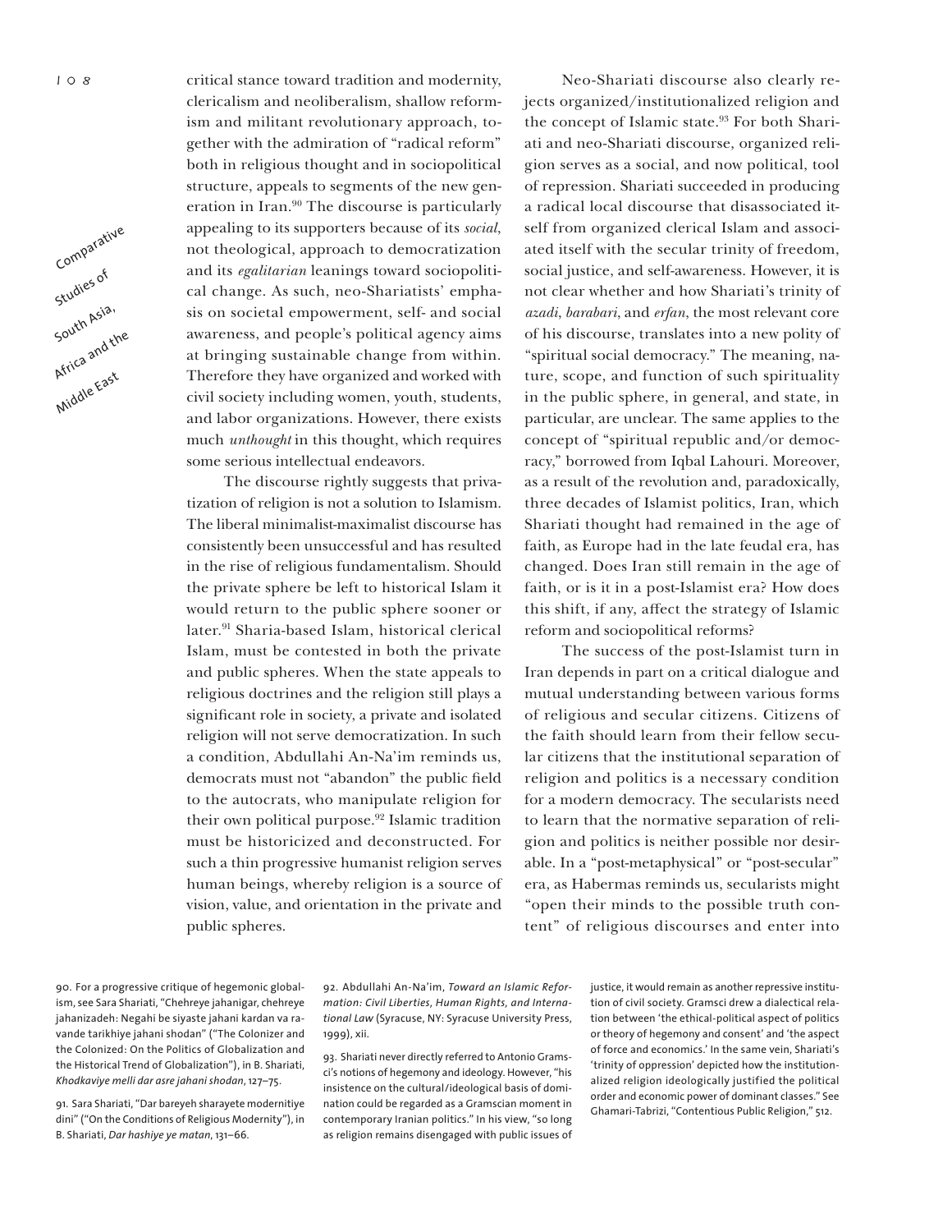critical stance toward tradition and modernity, clericalism and neoliberalism, shallow reformism and militant revolutionary approach, together with the admiration of "radical reform" both in religious thought and in sociopolitical structure, appeals to segments of the new generation in Iran.[90] The discourse is particularly appealing to its supporters because of its *social*, not theological, approach to democratization and its *egalitarian* leanings toward sociopolitical change. As such, neo-Shariatists' emphasis on societal empowerment, self- and social awareness, and people's political agency aims at bringing sustainable change from within. Therefore they have organized and worked with civil society including women, youth, students, and labor organizations. However, there exists much *unthought* in this thought, which requires some serious intellectual endeavors.

The discourse rightly suggests that privatization of religion is not a solution to Islamism. The liberal minimalist-maximalist discourse has consistently been unsuccessful and has resulted in the rise of religious fundamentalism. Should the private sphere be left to historical Islam it would return to the public sphere sooner or later.[91] Sharia-based Islam, historical clerical Islam, must be contested in both the private and public spheres. When the state appeals to religious doctrines and the religion still plays a significant role in society, a private and isolated religion will not serve democratization. In such a condition, Abdullahi An-Na'im reminds us, democrats must not "abandon" the public field to the autocrats, who manipulate religion for their own political purpose.[92] Islamic tradition must be historicized and deconstructed. For such a thin progressive humanist religion serves human beings, whereby religion is a source of vision, value, and orientation in the private and public spheres.

Neo-Shariati discourse also clearly rejects organized/institutionalized religion and the concept of Islamic state.[93] For both Shariati and neo-Shariati discourse, organized religion serves as a social, and now political, tool of repression. Shariati succeeded in producing a radical local discourse that disassociated itself from organized clerical Islam and associated itself with the secular trinity of freedom, social justice, and self-awareness. However, it is not clear whether and how Shariati's trinity of *azadi*, *barabari*, and *erfan*, the most relevant core of his discourse, translates into a new polity of "spiritual social democracy." The meaning, nature, scope, and function of such spirituality in the public sphere, in general, and state, in particular, are unclear. The same applies to the concept of "spiritual republic and/or democracy," borrowed from Iqbal Lahouri. Moreover, as a result of the revolution and, paradoxically, three decades of Islamist politics, Iran, which Shariati thought had remained in the age of faith, as Europe had in the late feudal era, has changed. Does Iran still remain in the age of faith, or is it in a post-Islamist era? How does this shift, if any, affect the strategy of Islamic reform and sociopolitical reforms?

The success of the post-Islamist turn in Iran depends in part on a critical dialogue and mutual understanding between various forms of religious and secular citizens. Citizens of the faith should learn from their fellow secular citizens that the institutional separation of religion and politics is a necessary condition for a modern democracy. The secularists need to learn that the normative separation of religion and politics is neither possible nor desirable. In a "post-metaphysical" or "post-secular" era, as Habermas reminds us, secularists might "open their minds to the possible truth content" of religious discourses and enter into

90. For a progressive critique of hegemonic globalism, see Sara Shariati, "Chehreye jahanigar, chehreye jahanizadeh: Negahi be siyaste jahani kardan va ravande tarikhiye jahani shodan" ("The Colonizer and the Colonized: On the Politics of Globalization and the Historical Trend of Globalization"), in B. Shariati, *Khodkaviye melli dar asre jahani shodan*, 127–75.

91. Sara Shariati, "Dar bareyeh sharayete modernitiye dini" ("On the Conditions of Religious Modernity"), in B. Shariati, *Dar hashiye ye matan*, 131–66.

92. Abdullahi An-Na'im, *Toward an Islamic Reformation: Civil Liberties, Human Rights, and International Law* (Syracuse, NY: Syracuse University Press, 1999), xii.

93. Shariati never directly referred to Antonio Gramsci's notions of hegemony and ideology. However, "his insistence on the cultural/ideological basis of domination could be regarded as a Gramscian moment in contemporary Iranian politics." In his view, "so long as religion remains disengaged with public issues of justice, it would remain as another repressive institution of civil society. Gramsci drew a dialectical relation between 'the ethical-political aspect of politics or theory of hegemony and consent' and 'the aspect of force and economics.' In the same vein, Shariati's 'trinity of oppression' depicted how the institutionalized religion ideologically justified the political order and economic power of dominant classes." See Ghamari-Tabrizi, "Contentious Public Religion," 512.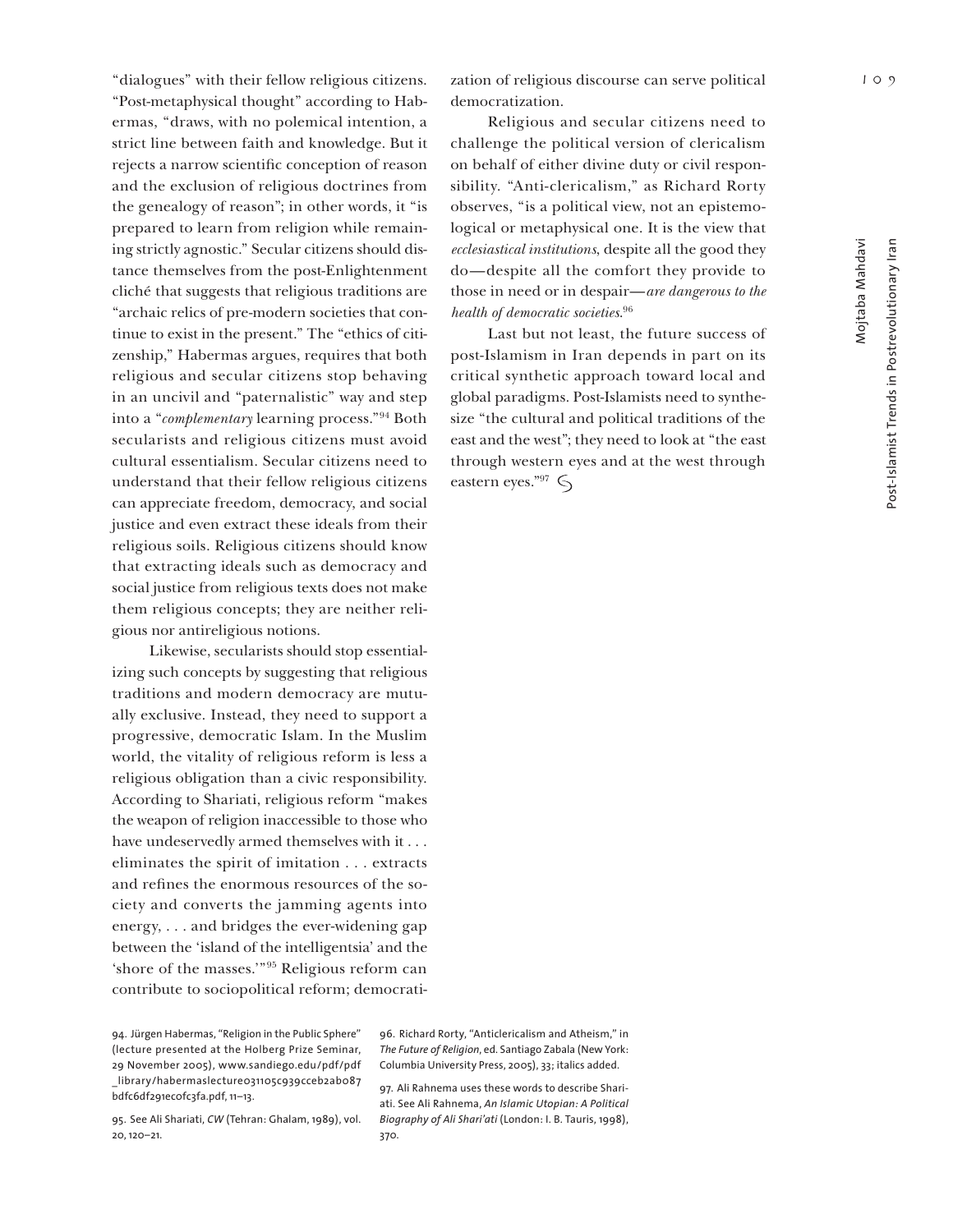"dialogues" with their fellow religious citizens. "Post-metaphysical thought" according to Habermas, "draws, with no polemical intention, a strict line between faith and knowledge. But it rejects a narrow scientific conception of reason and the exclusion of religious doctrines from the genealogy of reason"; in other words, it "is prepared to learn from religion while remaining strictly agnostic." Secular citizens should distance themselves from the post-Enlightenment cliché that suggests that religious traditions are "archaic relics of pre-modern societies that continue to exist in the present." The "ethics of citizenship," Habermas argues, requires that both religious and secular citizens stop behaving in an uncivil and "paternalistic" way and step into a "*complementary* learning process."[94] Both secularists and religious citizens must avoid cultural essentialism. Secular citizens need to understand that their fellow religious citizens can appreciate freedom, democracy, and social justice and even extract these ideals from their religious soils. Religious citizens should know that extracting ideals such as democracy and social justice from religious texts does not make them religious concepts; they are neither religious nor antireligious notions.

Likewise, secularists should stop essentializing such concepts by suggesting that religious traditions and modern democracy are mutually exclusive. Instead, they need to support a progressive, democratic Islam. In the Muslim world, the vitality of religious reform is less a religious obligation than a civic responsibility. According to Shariati, religious reform "makes the weapon of religion inaccessible to those who have undeservedly armed themselves with it . . . eliminates the spirit of imitation . . . extracts and refines the enormous resources of the society and converts the jamming agents into energy, . . . and bridges the ever-widening gap between the 'island of the intelligentsia' and the 'shore of the masses.'"[95] Religious reform can contribute to sociopolitical reform; democratization of religious discourse can serve political democratization.

Religious and secular citizens need to challenge the political version of clericalism on behalf of either divine duty or civil responsibility. "Anti-clericalism," as Richard Rorty observes, "is a political view, not an epistemological or metaphysical one. It is the view that *ecclesiastical institutions*, despite all the good they do—despite all the comfort they provide to those in need or in despair—*are dangerous to the health of democratic societies*."[96]

Last but not least, the future success of post-Islamism in Iran depends in part on its critical synthetic approach toward local and global paradigms. Post-Islamists need to synthesize "the cultural and political traditions of the east and the west"; they need to look at "the east through western eyes and at the west through eastern eyes."[97]

94. Jürgen Habermas, "Religion in the Public Sphere" (lecture presented at the Holberg Prize Seminar, 29 November 2005), www.sandiego.edu/pdf/pdf_library/habermaslecture031105c939cceb2ab087bdfc6df291ec0fc3fa.pdf, 11–13.

95. See Ali Shariati, *CW* (Tehran: Ghalam, 1989), vol. 20, 120–21.

96. Richard Rorty, "Anticlericalism and Atheism," in *The Future of Religion*, ed. Santiago Zabala (New York: Columbia University Press, 2005), 33; italics added.

97. Ali Rahnema uses these words to describe Shariati. See Ali Rahnema, *An Islamic Utopian: A Political Biography of Ali Shari'ati* (London: I. B. Tauris, 1998), 370.